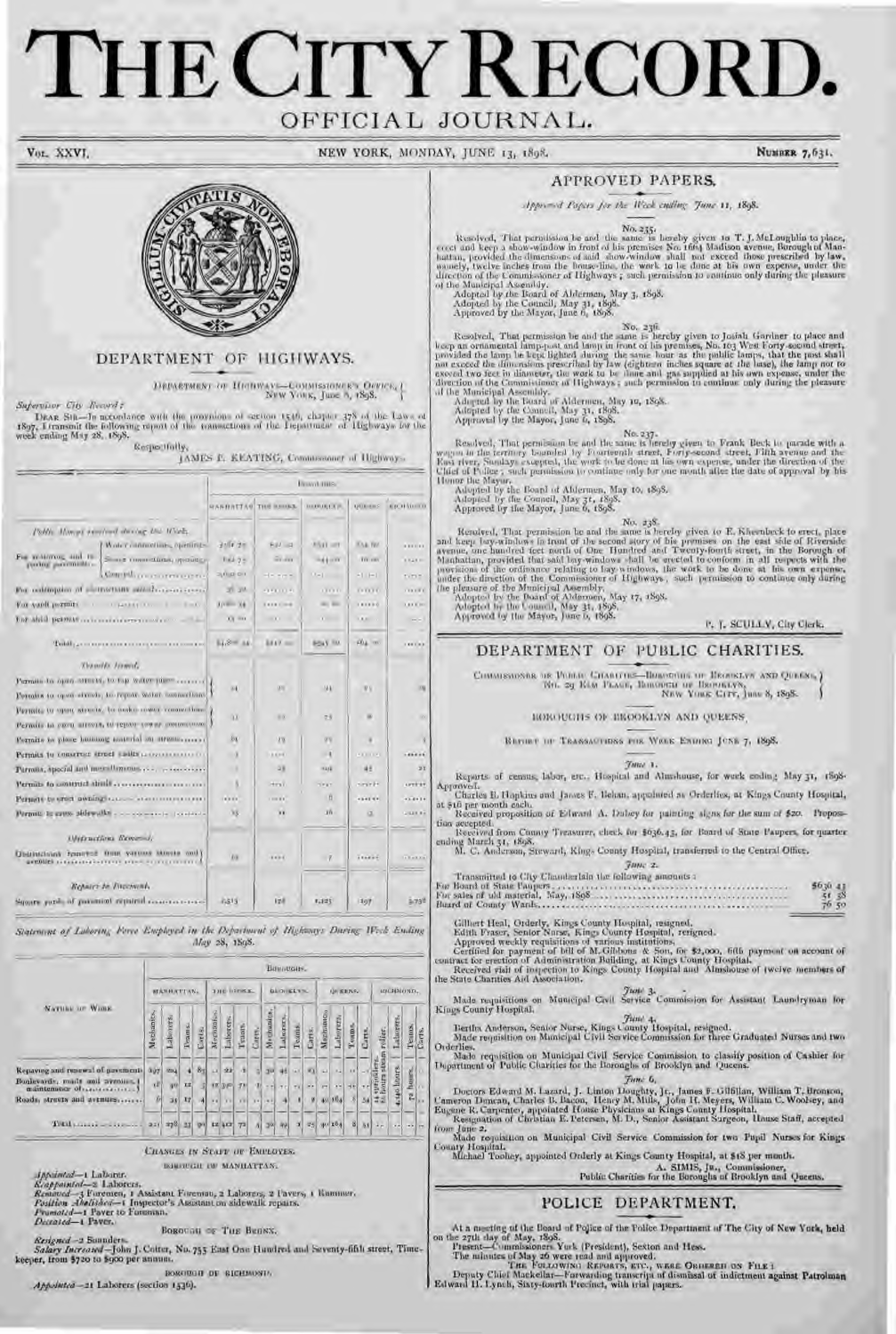# THE CITY RECORD.

OFFICIAL JOURNAL.

VOL. XXVI. NEW YORK, MONDAY, JUNE 13, 1898. NUMBER 7,631.

## DEPARTMENT OF HIGHWAYS.

DEPARTMENT OF HIGHWAYS—COMMISSIONER'S OFFICE, NEW YORK, June 8, 1898.

*Supervisor City Record:*

DEAR SIR—In accordance with the provisions of section 1546, chapter 378 of the Laws of 1897, I transmit the following report of the transactions of the Department of Highways for the week ending May 28, 1898.

Respectfully,

JAMES P. KEATING, Commissioner of Highways.

| | Boroughs. | | | | |
|---|---|---|---|---|---|
| | Manhattan. | The Bronx. | Brooklyn. | Queens. | Richmond. |
| *Public Moneys received during the Week.* | | | | | |
| For restoring and repaving pavements: Water connections, openings | 2,781 75 | 830 00 | 2,511 00 | 254 00 | ...... |
| Sewer connections, openings | 122 75 | 20 00 | 144 00 | 10 00 | ...... |
| Conc'd | 2,650 00 | ...... | ...... | ...... | ...... |
| For redemption of obstructions seized | 36 50 | ...... | ...... | ...... | ...... |
| For vault permits | 1,080 34 | ...... | 90 00 | ...... | ...... |
| For stoll permits | 12 00 | ...... | ...... | ...... | ...... |
| Total | $4,802 34 | $117 00 | $295 80 | 264 00 | ...... |
| *Permits Issued.* | | | | | |
| Permits to open streets, to tap water-pipes; Permits to open streets, to repair water connections | 14 | 31 | 24 | 71 | 14 |
| Permits to open streets, to make sewer connections; Permits to open streets, to repair sewer connections | 11 | 11 | 25 | 8 | ...... |
| Permits to place building material on streets | 64 | 13 | 25 | 4 | 1 |
| Permits to construct street vaults | 1 | ...... | 4 | ...... | ...... |
| Permits, special and miscellaneous | 1 | 25 | 104 | 45 | 21 |
| Permits to construct stoops | 1 | ...... | ...... | ...... | ...... |
| Permits to erect awnings | ...... | ...... | 8 | ...... | ...... |
| Permits to cross sidewalks | 15 | 14 | 16 | 13 | ...... |
| *Obstructions Removed.* | | | | | |
| Obstructions removed from various streets and avenues | 66 | ...... | 7 | ...... | ...... |
| *Repairs to Pavement.* | | | | | |
| Square yards of pavement repaired | 2,615 | 128 | 1,125 | 197 | 5,730 |

*Statement of Laboring Force Employed in the Department of Highways During Week Ending May 28, 1898.*

| Nature of Work. | Manhattan. | | | | The Bronx. | | | | Brooklyn. | | | | Queens. | | | | Richmond. | | | |
|---|---|---|---|---|---|---|---|---|---|---|---|---|---|---|---|---|---|---|---|---|
| | Mechanics. | Laborers. | Teams. | Carts. | Mechanics. | Laborers. | Teams. | Carts. | Mechanics. | Laborers. | Teams. | Carts. | Mechanics. | Laborers. | Teams. | Carts. | | Laborers. | Teams. | Carts. |
| Repaving and renewal of pavements | 197 | 224 | 4 | 85 | .. | 22 | 1 | 3 | 30 | 44 | .. | 23 | .. | .. | .. | .. | 24 sprinklers. 8 Scrapers, 1 steam roller. | 4,140 hours. | 75 hours. | |
| Boulevards, roads and avenues, maintenance of | 18 | 30 | 12 | 3 | 12 | 320 | 71 | 1 | .. | .. | .. | .. | .. | .. | .. | .. | | | | |
| Roads, streets and avenues | 6 | 24 | 17 | 4 | .. | .. | .. | .. | .. | 4 | 1 | 2 | 40 | 164 | 8 | 34 | | | | |
| Total | 221 | 278 | 33 | 92 | 12 | 342 | 72 | 4 | 30 | 49 | 1 | 25 | 40 | 164 | 8 | 34 | .. | .. | .. | .. |

CHANGES IN STAFF OF EMPLOYEES.

BOROUGH OF MANHATTAN.

*Appointed*—1 Laborer.
*Reappointed*—2 Laborers.
*Removed*—3 Foremen, 1 Assistant Foreman, 2 Laborers, 2 Pavers, 1 Rammer.
*Position Abolished*—1 Inspector's Assistant on sidewalk repairs.
*Promoted*—1 Paver to Foreman.
*Deceased*—1 Paver.

BOROUGH OF THE BRONX.

*Resigned*—2 Bounders.
*Salary Increased*—John J. Cotter, No. 755 East One Hundred and Seventy-fifth street, Timekeeper, from $720 to $900 per annum.

BOROUGH OF RICHMOND.

*Appointed*—21 Laborers (section 1536).

## APPROVED PAPERS.

*Approved Papers for the Week ending June 11, 1898.*

No. 235.

Resolved, That permission be and the same is hereby given to T. J. McLoughlin to place, erect and keep a show-window in front of his premises No. 1664 Madison avenue, Borough of Manhattan, provided the dimensions of said show-window shall not exceed those prescribed by law, namely, twelve inches from the house-line, the work to be done at his own expense, under the direction of the Commissioner of Highways; such permission to continue only during the pleasure of the Municipal Assembly.

Adopted by the Board of Aldermen, May 3, 1898.
Adopted by the Council, May 31, 1898.
Approved by the Mayor, June 6, 1898.

No. 236.

Resolved, That permission be and the same is hereby given to Josiah Gardiner to place and keep an ornamental lamp-post and lamp in front of his premises, No. 103 West Forty-second street, provided the lamp be kept lighted during the same hour as the public lamps, that the post shall not exceed the dimensions prescribed by law (eighteen inches square at the base), the lamp not to exceed two feet in diameter, the work to be done and gas supplied at his own expense, under the direction of the Commissioner of Highways; such permission to continue only during the pleasure of the Municipal Assembly.

Adopted by the Board of Aldermen, May 10, 1898.
Adopted by the Council, May 31, 1898.
Approved by the Mayor, June 6, 1898.

No. 237.

Resolved, That permission be and the same is hereby given to Frank Beck to parade with a wagon in the territory bounded by Fourteenth street, Forty-second street, Fifth avenue and the East river, Sundays excepted, the work to be done at his own expense, under the direction of the Chief of Police; such permission to continue only for one month after the date of approval by his Honor the Mayor.

Adopted by the Board of Aldermen, May 10, 1898.
Adopted by the Council, May 31, 1898.
Approved by the Mayor, June 6, 1898.

No. 238.

Resolved, That permission be and the same is hereby given to E. Kleenbeck to erect, place and keep bay-windows in front of the second story of his premises on the east side of Riverside avenue, one hundred feet north of One Hundred and Twenty-fourth street, in the Borough of Manhattan, provided that said bay-windows shall be erected to conform in all respects with the provisions of the ordinance relating to bay-windows, the work to be done at his own expense, under the direction of the Commissioner of Highways; such permission to continue only during the pleasure of the Municipal Assembly.

Adopted by the Board of Aldermen, May 17, 1898.
Adopted by the Council, May 31, 1898.
Approved by the Mayor, June 6, 1898.

P. J. SCULLY, City Clerk.

## DEPARTMENT OF PUBLIC CHARITIES.

COMMISSIONER OF PUBLIC CHARITIES—BOROUGHS OF BROOKLYN AND QUEENS, No. 29 ELM PLACE, BOROUGH OF BROOKLYN, NEW YORK CITY, June 8, 1898.

BOROUGHS OF BROOKLYN AND QUEENS.

REPORT OF TRANSACTIONS FOR WEEK ENDING JUNE 7, 1898.

*June 1.*

Reports of census, labor, etc., Hospital and Almshouse, for week ending May 31, 1898. Approved.

Charles E. Hopkins and James F. Behan, appointed as Orderlies, at Kings County Hospital, at $16 per month each.

Received proposition of Edward A. Dubey for painting signs for the sum of $20. Proposition accepted.

Received from County Treasurer, check for $636.43, for Board of State Paupers, for quarter ending March 31, 1898.

M. C. Anderson, Steward, Kings County Hospital, transferred to the Central Office.

*June 2.*

Transmitted to City Chamberlain the following amounts:

| | |
|---|---|
| For Board of State Paupers | $636 43 |
| For sales of old material, May, 1898 | 51 38 |
| Board of County Wards | 76 50 |

Gilbert Heal, Orderly, Kings County Hospital, resigned.

Edith Fraser, Senior Nurse, Kings County Hospital, resigned.

Approved weekly requisitions of various institutions.

Certified for payment of bill of M. Gibbons & Son, for $2,000, fifth payment on account of contract for erection of Administration Building, at Kings County Hospital.

Received visit of inspection to Kings County Hospital and Almshouse of twelve members of the State Charities Aid Association.

*June 3.*

Made requisitions on Municipal Civil Service Commission for Assistant Laundryman for Kings County Hospital.

*June 4.*

Bertha Anderson, Senior Nurse, Kings County Hospital, resigned.

Made requisition on Municipal Civil Service Commission for three Graduated Nurses and two Orderlies.

Made requisition on Municipal Civil Service Commission to classify position of Cashier for Department of Public Charities for the Boroughs of Brooklyn and Queens.

*June 6.*

Doctors Edward M. Lazard, J. Linton Doughty, Jr., James F. Gilfillan, William T. Bronson, Cameron Duncan, Charles B. Bacon, Henry M. Mills, John H. Meyers, William C. Woolsey, and Eugene R. Carpenter, appointed House Physicians at Kings County Hospital.

Resignation of Christian E. Petersen, M. D., Senior Assistant Surgeon, House Staff, accepted from June 2.

Made requisition on Municipal Civil Service Commission for two Pupil Nurses for Kings County Hospital.

Michael Toohey, appointed Orderly at Kings County Hospital, at $18 per month.

A. SIMIS, JR., Commissioner,
Public Charities for the Boroughs of Brooklyn and Queens.

## POLICE DEPARTMENT.

At a meeting of the Board of Police of the Police Department of The City of New York, held on the 27th day of May, 1898.

Present—Commissioners York (President), Sexton and Hess.

The minutes of May 26 were read and approved.

THE FOLLOWING REPORTS, ETC., WERE ORDERED ON FILE:

Deputy Chief Mackellar—Forwarding transcript of dismissal of indictment against Patrolman Edward H. Lynch, Sixty-fourth Precinct, with trial papers.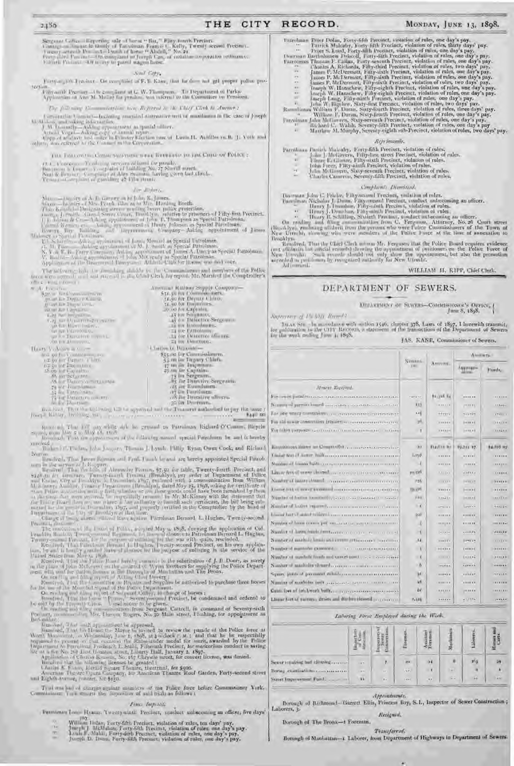Sergeant Collins—Reporting sale of horse "Bat," Fifty-fourth Precinct.
Contagious Disease in family of Patrolman Francis L. Kelly, Twenty-second Precinct.
Twenty-seventh Precinct—Death of horse "Abdell," No. 21.
Forty-third Precinct—On complaint of Joseph Cox, of violation corporation ordinance.
Fiftieth Precinct—Of injury to patrol wagon horse.

*Send Copy.*

Forty-eighth Precinct—On complaint of F. B. Kane, that he does not get proper police protection.

Fifty-sixth Precinct—On complaint of G. W. Thompson. To Department of Parks.
Application of Ann M. Moller for pension, was referred to the Committee on Pensions.

*The following Communications were Referred to the Chief Clerk to Answer:*

Corporation Counsel—Inclosing amended alternative writ of mandamus in the case of Joseph McMahon, and asking information.
J. M. Donnelly—Asking appointment as special officer.
Arnold Vogel—Asking copy of annual report.
Copy of affidavit and order in Primary Election case of Louis H. Achilles vs. B. J. York and others, was referred to the Counsel to the Corporation.

THE FOLLOWING COMMUNICATIONS WERE REFERRED TO THE CHIEF OF POLICE:

H. C. Converse—Tendering services of band for parade.
Benjamin S. Lesser—Complaint of building No. 27 Sheriff street.
Neal & Brinker—Complaint of Alex Seaman having given bad check.
Tenant—Complaint of gambling 48 Pike street.

*For Report.*

Mayor—Inquiry of A. B. Garney as to John R. James.
Mayor—Inquiry of Mrs. Frank Gibson as to Mrs. Harding Booth.
Theo Kendrick—Designating streets needing better police protection.
George J. Smith, Grand Street Court, Brooklyn, relative to prisoners of Fifty-first Precinct.
J. Tallman et Co.—Asking appointment of John T. Thompson as Special Patrolman.
United Workers etc.—Asking appointment of Henry Johnson as Special Patrolman.
Bowery Bay Building and Improvement Company—Asking appointment of James Maloney as Special Patrolman.
E. L. Schafer—Asking appointment of Louis Menzel as Special Patrolman.
A. M. Flower—Asking appointment of M. J. Smith as Special Patrolman.
N. Y. & T. B. Ferry Company, Asking appointment of James A. Darcy as Special Patrolman.
V. Roehl—Asking appointment of John McGready as Special Patrolman.
Application of the Greenwood Emerson Athletic Club for license was laid over.

The following bids for furnishing shields to the Commissioners and members of the Police force were opened, read and referred to the Chief Clerk for report. Mr. Marsted the Comptroller's office being present:

W. A. Fletcher—
$30.00 for Commissioners.
30.00 for Deputy Chiefs.
30.00 for Inspectors.
20.00 for Captains.
1.25 for Sergeants.
1.25 for Detective-Sergeants.
.90 for Roundsmen.
.90 for Patrolmen.
.90 for Detective officers.
.90 for Doormen.

American Railway Supply Company—
$31.50 for Commissioners.
31.50 for Deputy Chiefs.
31.50 for Inspectors.
20.00 for Captains.
.45 for Sergeants.
.45 for Detective Sergeants.
.34 for Roundsmen.
.34 for Patrolmen.
.34 for Detective officers.
.34 for Doormen.

Henry V. Allien & Co.—
$22.50 for Commissioners.
22.50 for Deputy Chiefs.
22.50 for Inspectors.
28.00 for Captains.
.88 for Sergeants.
.88 for Detective-Sergeants.
.75 for Roundsmen.
.75 for Patrolmen.
.75 for Detective officers.
.69 for Doormen.

Charles G. Braxmar—
$35.00 for Commissioners.
35.00 for Deputy Chiefs.
37.00 for Inspectors.
27.00 for Captains.
.73 for Sergeants.
.85 for Detective Sergeants.
.65 for Roundsmen.
.67 for Patrolmen.
.68 for Detective officers.
.30 for Doormen.

Resolved, That the following bill be approved and the Treasurer authorized to pay the same: Joseph Kibbey, ........................ $440 00

Resolved, That full pay while sick be granted to Patrolman Richard O'Connor, Bicycle Squad, from May 5 to May 18, 1898.

Resolved, That the appointments of the following named special Patrolmen be and is hereby revoked:

Richard F. Phelan, John Jacques, Thomas J. Lynch, Philip Ryan, Owen Cook, and Richard Norris.

Resolved, That James Boynan and Fred. Finch be and are hereby appointed Special Patrolmen in the service of J. Hopper.

Resolved, That the bills of Alexander Pierson, $7.50 for table, Twenty-fourth Precinct, and $126.50 for furniture, Twenty-fourth Precinct (Brooklyn), per order of Department of Police and Excise, City of Brooklyn, in December, 1897, enclosed with a communication from William McKinney, Auditor, Finance Department (Brooklyn), dated May 25, 1898, asking for certificate of the Police Authorities with a daily statement, as the same goods could have been furnished by them at the time they were ordered, be respectfully returned to Mr. McKinney with the statement that the Police Board does not regard it has authority to furnish such certificate, the bill being submitted for the goods in December, 1897, and properly certified to the Comptroller by the head of Department of the City of Brooklyn at that time.

Charge of being absent without leave against Patrolman Bernard L. Hughes, Twenty-second Precinct, dismissed.

The resolution of the Board of Police, adopted May 9, 1898, denying the application of Col. Franklin Bartlett, Twenty-second Regiment, for leave of absence to Patrolman Bernard L. Hughes, Twenty-second Precinct, for the purpose of enlisting for the war with Spain, rescinded.

Resolved, That Patrolman Bernard L. Hughes, Twenty-second Precinct, on his own application, be and is hereby granted leave of absence for the purpose of enlisting in the service of the United States from May 9, 1898.

Resolved, That the Police Board hereby consents to the substitution of J. B. Doerr, as surety in the place of John McKeever on the contract of Wynn Brothers for supplying the Police Department with coal for station houses in the Boroughs of Manhattan and The Bronx.

On reading and filing report of Acting Chief Devery:

Resolved, That the Committee on Repairs and Supplies be authorized to purchase three horses for the use of the Mounted Squad of the Police Department.

On reading and filing report of Sergeant Colley, in charge of horses:

Resolved, That the horse "Prince," Seventy-second Precinct, be condemned and ordered to be sold by the Property Clerk. Usual notice to be given.

On reading and filing communication from Sergeant Cottrell, in command of Seventy-sixth Precinct, recommending Mrs. Theresa Rogers, No. 30 Main street, Flushing, for appointment as Bed-maker:

Resolved, That such appointment be approved.

Resolved, That his Honor the Mayor be invited to review the parade of the Police force at Worth Monument, on Wednesday, June 15, 1898, at 3 o'clock P. M.; and that he be respectfully requested to present on that occasion the Rhinelander medal for merit, awarded by the Police Department to Patrolman Frederick L. Stahl, Fifteenth Precinct, for meritorious conduct in saving life at a fire No. 267 East Houston street, Liberty Hall, January 2, 1897.

Application of Chris Kraemer, No. 167 Chrystie street, for concert license, was denied.

Resolved that the following licenses be granted:

Charles K. Evans, Herald Square Theatre, theatrical, fee $500.
American Theatre Opera Company, for American Theatre Roof Garden, Forty-second street and Eighth Avenue, concert, fee $150.

Trials was had of charges against members of the Police force before Commissioner York. Commissioner York reports the disposition of said trials as follows:

*Fines Imposed.*

Patrolman Louis Hyams, Twenty-ninth Precinct, conduct unbecoming an officer, five days' pay.
" William Dolan, Forty-fifth Precinct, violation of rules, ten days' pay.
" Joseph J. McMahon, Forty-fifth Precinct, violation of rules, one day's pay.
" Louis F. Mahl, Forty-fifth Precinct, violation of rules, one day's pay.
" Joseph D. Dunn, Forty-fifth Precinct, violation of rules, one day's pay.
Patrolman Peter Dolan, Forty-fifth Precinct, violation of rules, one day's pay.
" Patrick Mulcahy, Forty-fifth Precinct, violation of rules, thirty days' pay.
" Peter S. Lund, Forty-fifth Precinct, violation of rules, one day's pay.
Doorman Bartholomew Driscoll, Forty-fifth Precinct, violation of rules, one day's pay.
Patrolman Thomas F. Callan, Forty-seventh Precinct, violation of rules, one day's pay.
" Charles A. Richards, Fifty-third Precinct, violation of rules, two days' pay.
" James P. McDermott, Fifty-sixth Precinct, violation of rules, one day's pay.
" James P. McDermott, Fifty-sixth Precinct, violation of rules, one day's pay.
" James P. McDermott, Fifty-sixth Precinct, violation of rules, two days' pay.
" Joseph W. Hanschew, Fifty-eighth Precinct, violation of rules, one day's pay.
" Joseph W. Hanschew, Fifty-eighth Precinct, violation of rules, one day's pay.
" Joseph Lang, Fifty-ninth Precinct, violation of rules, one day's pay.
" John W. Bigelow, Sixty-first Precinct, violation of rules, two days' pay.
Roundsman William F. Duran, Sixty-fourth Precinct, violation of rules, three days' pay.
" William F. Duran, Sixty-fourth Precinct, violation of rules, one day's pay.
Patrolman John McGovern, Sixty-seventh Precinct, violation of rules, one day's pay.
" Richard C. Walsh, Seventy-fifth Precinct, violation of rules, one day's pay.
" Matthew M. Murphy, Seventy-eighth sub-Precinct, violation of rules, two days' pay.

*Reprimands.*

Patrolman Patrick Mulcahy, Forty-fifth Precinct, violation of rules.
" John J. McGovern, Fifty-first street Precinct, violation of rules.
" Elmer E. Glanze, Fifty-sixth Precinct, violation of rules.
" John Freer, Fifty-ninth Precinct, violation of rules.
" John McGovern, Sixty-seventh Precinct, violation of rules.
" Charles Cameron, Seventy-fifth Precinct, violation of rules.

*Complaints Dismissed.*

Doorman John C. Fricke, Fifty-second Precinct, violation of rules.
Patrolman Nicholas J. Dunn, Fifty-second Precinct, conduct unbecoming an officer.
" Henry J. Donohue, Fifty-ninth Precinct, violation of rules.
" Henry J. Donohue, Fifty-ninth Precinct, violation of rules.
" Henry E. Schilling, Sixtieth Precinct, conduct unbecoming an officer.

On reading and filing communication from C. Ferguson, Attorney, No. 26 Court street (Brooklyn), enclosing affidavit from the persons who were Police Commissioners of the Town of New Utrecht, showing who were members of the Police Force at the time of annexation to Brooklyn.

Resolved, That the Chief Clerk inform Mr. Ferguson that the Police Board requires evidence (not affidavits but official records) showing the appointment of petitioners on the Police Force of New Utrecht. Such records should not only show the appointment, but also the promotion accorded to petitioners by recognized authority for New Utrecht.

Adjourned.

WILLIAM H. KIPP, Chief Clerk.

# DEPARTMENT OF SEWERS.

DEPARTMENT OF SEWERS—COMMISSIONER'S OFFICE, June 8, 1898.

*Supervisor of the City Record:*

DEAR SIR—In accordance with section 1546, chapter 378, Laws of 1897, I herewith transmit, for publication in the CITY RECORD, a statement of the transactions of the Department of Sewers for the week ending June 4, 1898.

JAS. KANE, Commissioner of Sewers.

| | Number, etc. | Amount. | Accounts. | |
|---|---|---|---|---|
| | | | Appropriations. | Funds. |
| *Moneys Received.* | | | | |
| For sewer permits | ...... | $1,328 64 | ...... | ...... |
| Number of permits issued | 153 | ...... | ...... | ...... |
| For new sewer connections | 14 | ...... | ...... | ...... |
| For old sewer connections (repairs) | 36 | ...... | ...... | ...... |
| For other purposes | 1 | ...... | ...... | ...... |
| Requisitions drawn on Comptroller | 10 | $12,611 82 | $9,751 27 | $4,808 03 |
| Linear feet of sewer built | 1,098 | ...... | ...... | ...... |
| Number of basins built | 1 | ...... | ...... | ...... |
| Linear feet of sewer cleaned | 19,126 | ...... | ...... | ...... |
| Number of basins cleaned | 735 | ...... | ...... | ...... |
| Linear feet of sewer examined | 39,976 | ...... | ...... | ...... |
| Number of basins examined | 610 | ...... | ...... | ...... |
| Number of basins repaired | 4 | ...... | ...... | ...... |
| Linear feet of sewer relieved | 306 | ...... | ...... | ...... |
| Number of basin covers put on | 3 | ...... | ...... | ...... |
| Number of basin heads reset | 1 | ...... | ...... | ...... |
| Number of manhole heads and covers put on | 14 | ...... | ...... | ...... |
| Number of manholes examined | 1 | ...... | ...... | ...... |
| Number of manhole heads and covers reset | 1 | ...... | ...... | ...... |
| Number of manholes cleaned | 6 | ...... | ...... | ...... |
| Square yards of pavement relaid | 32 | ...... | ...... | ...... |
| Number of manholes built | 16 | ...... | ...... | ...... |
| Cubic feet of brickwork built | 60 | ...... | ...... | ...... |
| Linear feet of culverts, drains and ditches cleaned | 2,125 | ...... | ...... | ...... |

*Laboring Force Employed during the Week.*

| | Inspectors of Construction. | Inspectors of Sewer Connections. | Foremen. | Assistant Foremen. | Mechanics. | Laborers. | Horses and Carts. |
|---|---|---|---|---|---|---|---|
| Sewer repairing and cleaning | ... | 7 | 20 | 14 | 8 | 169 | 24 |
| Boring examination | ... | ... | ... | 1 | ... | 4 | 1 |
| Street Improvement Fund | 11 | ... | ... | ... | ... | ... | ... |

*Appointments.*

Borough of Richmond—Garrett Ellis, Princess Bay, S. I., Inspector of Sewer Construction; Laborers, 3.

*Resigned.*

Borough of The Bronx—1 Foreman.

*Transferred.*

Borough of Manhattan—1 Laborer, from Department of Highways to Department of Sewers.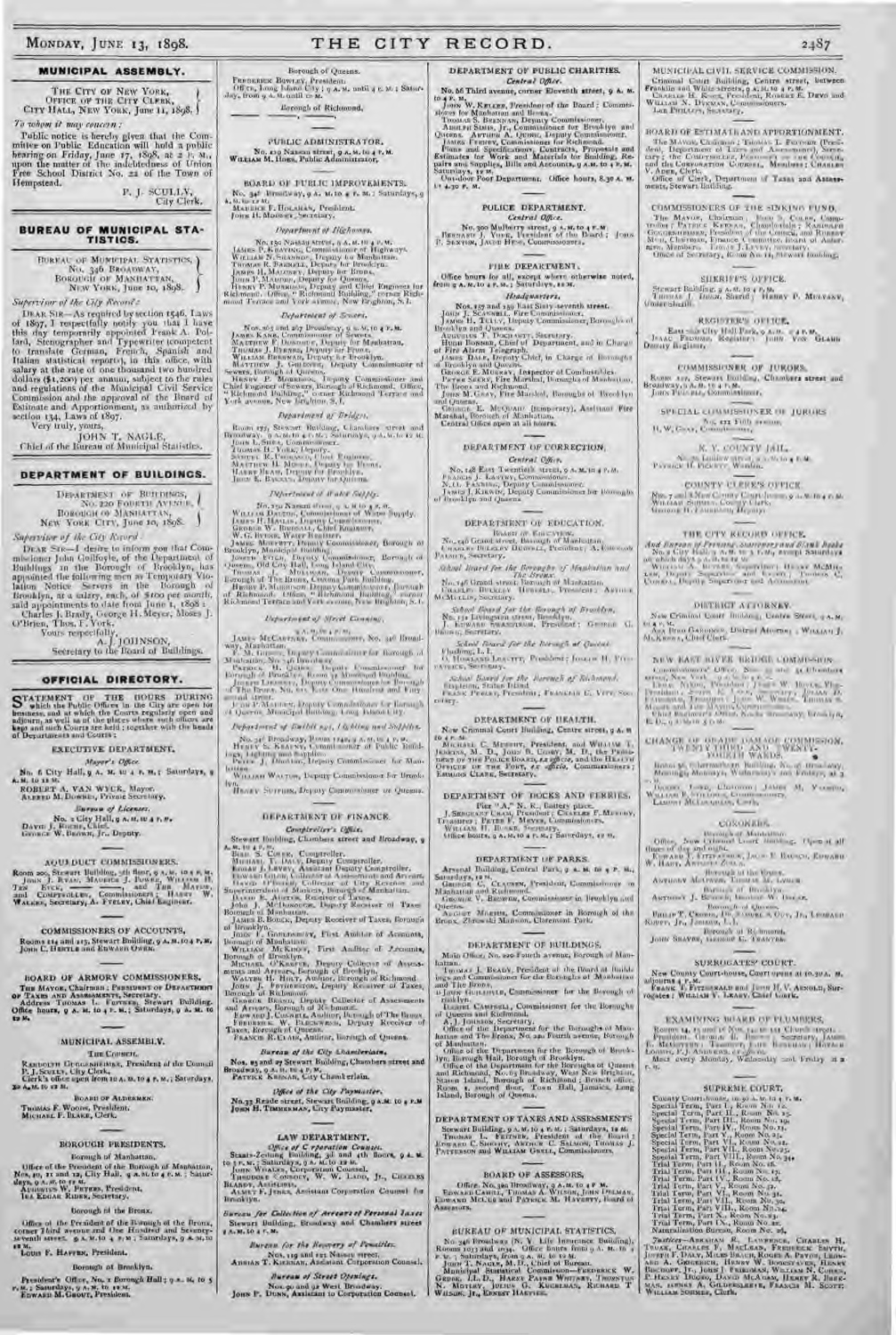## MUNICIPAL ASSEMBLY.

THE CITY OF NEW YORK,
OFFICE OF THE CITY CLERK,
CITY HALL, NEW YORK, June 11, 1898.

*To whom it may concern:*

Public notice is hereby given that the Committee on Public Education will hold a public hearing on Friday, June 17, 1898, at 2 P. M., upon the matter of the indebtedness of Union Free School District No. 22 of the Town of Hempstead.

P. J. SCULLY,
City Clerk.

## BUREAU OF MUNICIPAL STATISTICS.

BUREAU OF MUNICIPAL STATISTICS,
No. 346 BROADWAY,
BOROUGH OF MANHATTAN,
NEW YORK, June 10, 1898.

*Supervisor of the City Record:*

DEAR SIR—As required by section 1546, Laws of 1897, I respectfully notify you that I have this day temporarily appointed Frank A. Pollard, Stenographer and Typewriter (competent to translate German, French, Spanish and Italian statistical reports), in this office, with salary at the rate of one thousand two hundred dollars ($1,200) per annum, subject to the rules and regulations of the Municipal Civil Service Commission and the approval of the Board of Estimate and Apportionment, as authorized by section 134, Laws of 1897.

Very truly yours,
JOHN T. NAGLE,
Chief of the Bureau of Municipal Statistics.

## DEPARTMENT OF BUILDINGS.

DEPARTMENT OF BUILDINGS,
No. 220 FOURTH AVENUE,
BOROUGH OF MANHATTAN,
NEW YORK CITY, June 10, 1898.

*Supervisor of the City Record:*

DEAR SIR—I desire to inform you that Commissioner John Guilfoyle, of the Department of Buildings in the Borough of Brooklyn, has appointed the following men as Temporary Violation Notice Servers in the Borough of Brooklyn, at a salary of $700 per month, said appointments to date from June 1, 1898: Charles J. Brady, George H. Meyer, Moses J. O'Brien, Thos. F. York.

Yours respectfully,
A. J. JOHNSON,
Secretary to the Board of Buildings.

## OFFICIAL DIRECTORY.

STATEMENT OF THE HOURS DURING which the Public Offices in the City are open for business, and at which the Courts regularly open and adjourn, as well as of the places where such offices are kept and such Courts are held; together with the heads of Departments and Courts:

### EXECUTIVE DEPARTMENT.

*Mayor's Office.*

No. 6 City Hall, 9 A. M. to 4 P. M.; Saturdays, 9 A. M. to 12 M.

ROBERT A. VAN WYCK, Mayor.
ALFRED M. DOWNES, Private Secretary.

*Bureau of Licenses.*

No. 1 City Hall, 9 A. M. to 4 P. M.
DAVID J. ROCHE, Chief.
GEORGE W. BROWN, Jr., Deputy.

### AQUEDUCT COMMISSIONERS.

Room 207, Stewart Building, 5th floor, 9 A. M. to 4 P. M.
JOHN J. RYAN, MAURICE J. POWER, WILLIAM H. TEN EYCK, ———, and THE MAYOR, and COMPTROLLER, Commissioners; HARRY W. WALKER, Secretary; A. FTELEY, Chief Engineer.

### COMMISSIONERS OF ACCOUNTS.

Rooms 114 and 115, Stewart Building, 9 A. M. to 4 P. M.
JOHN C. HERTLE and EDWARD OWEN.

### BOARD OF ARMORY COMMISSIONERS.

THE MAYOR, Chairman; PRESIDENT OF DEPARTMENT OF TAXES AND ASSESSMENTS, Secretary.
Address THOMAS L. FEITNER, Stewart Building.
Office hours, 9 A. M. to 4 P. M.; Saturdays, 9 A. M. to 12 M.

### MUNICIPAL ASSEMBLY.

*The Council.*

RANDOLPH GUGGENHEIMER, President of the Council.
P. J. SCULLY, City Clerk.
Clerk's office open from 10 A. M. to 4 P. M.; Saturdays, 10 A. M. to 12 M.

*Board of Aldermen.*

THOMAS F. WOODS, President.
MICHAEL F. BLAKE, Clerk.

### BOROUGH PRESIDENTS.

*Borough of Manhattan.*

Office of the President of the Borough of Manhattan, Nos. 10, 11 and 12, City Hall, 9 A. M. to 4 P. M.; Saturdays, 9 A. M. to 12 M.
AUGUSTUS W. PETERS, President.
IRA EDGAR RIDER, Secretary.

*Borough of the Bronx.*

Office of the President of the Borough of the Bronx, corner Third avenue and One Hundred and Seventy-seventh street. 9 A. M. to 4 P. M.; Saturdays, 9 A. M. to 12 M.
LOUIS F. HAFFEN, President.

*Borough of Brooklyn.*

President's Office, No. 1 Borough Hall; 9 A. M. to 5 P. M.; Saturdays, 9 A. M. to 12 M.
EDWARD M. GROUT, President.

*Borough of Queens.*

FREDERICK BOWLEY, President.
Office, Long Island City; 9 A. M. until 4 P. M.; Saturday, from 9 A. M. until 12 M.

*Borough of Richmond.*

### PUBLIC ADMINISTRATOR.

No. 119 Nassau street, 9 A. M. to 4 P. M.
WILLIAM M. HOES, Public Administrator.

### BOARD OF PUBLIC IMPROVEMENTS.

No. 346 Broadway, 9 A. M. to 4 P. M.; Saturdays, 9 A. M. to 12 M.
MAURICE F. HOLAHAN, President.
JOHN H. MOONEY, Secretary.

*Department of Highways.*

No. 150 Nassau street, 9 A. M. to 4 P. M.
JAMES P. KEATING, Commissioner of Highways.
WILLIAM N. SHANNON, Deputy for Manhattan.
THOMAS R. FARRELL, Deputy for Brooklyn.
JAMES H. MALONEY, Deputy for Bronx.
JOHN P. MADDEN, Deputy for Queens.
HENRY P. MORRISON, Deputy and Chief Engineer for Richmond. Office, "Richmond Building," corner Richmond Terrace and York avenue, New Brighton, S. I.

*Department of Sewers.*

Nos. 265 and 267 Broadway, 9 A. M. to 4 P. M.
JAMES KANE, Commissioner of Sewers.
MATTHEW F. DONOHUE, Deputy for Manhattan.
THOMAS J. BYRNES, Deputy for Bronx.
WILLIAM BRENNAN, Deputy for Brooklyn.
MATTHEW J. GOLDNER, Deputy Commissioner of Sewers, Borough of Queens.
HENRY P. MORRISON, Deputy Commissioner and Chief Engineer of Sewers, Borough of Richmond. Office, "Richmond Building," corner Richmond Terrace and York avenue, New Brighton, S. I.

*Department of Bridges.*

Room 1735, Stewart Building, Chambers street and Broadway, 9 A. M. to 4 P. M.; Saturdays, 9 A. M. to 12 M.
JOHN L. SHEA, Commissioner.
THOMAS H. YORK, Deputy.
SAMUEL R. PROBASCO, Chief Engineer.
MATTHEW H. MOORE, Deputy for Bronx.
HARRY BEAM, Deputy for Brooklyn.
JOHN E. BANNAN, Deputy for Queens.

*Department of Water Supply.*

No. 150 Nassau street, 9 A. M. to 4 P. M.
WILLIAM DALTON, Commissioner of Water Supply.
JAMES H. HASLIN, Deputy Commissioner.
GEORGE W. BIRDSALL, Chief Engineer.
W. G. BYRNE, Water Register.
JAMES MORONEY, Deputy Commissioner, Borough of Brooklyn, Municipal Building.
JOSEPH FITCH, Deputy Commissioner, Borough of Queens, Old City Hall, Long Island City.
THOMAS J. BRADY, Deputy Commissioner, Borough of The Bronx, Crotona Park Building.
HENRY P. MORRISON, Deputy Commissioner, Borough of Richmond. Office, "Richmond Building," corner Richmond Terrace and York avenue, New Brighton, S. I.

*Department of Street Cleaning.*

9 A. M. to 4 P. M.
JAMES MCCARTNEY, Commissioner, No. 346 Broadway, Manhattan.
F. M. GIBSON, Deputy Commissioner for Borough of Manhattan, No. 346 Broadway.
PATRICK H. QUINN, Deputy Commissioner for Borough of Brooklyn, Room 15 Municipal Building.
JOSEPH LINDSAY, Deputy Commissioner for Borough of The Bronx, No. 615 East One Hundred and Fiftysecond street.
JOHN P. MADDEN, Deputy Commissioner for Borough of Queens, Municipal Building, Long Island City.

*Department of Public Buildings, Lighting and Supplies.*

No. 346 Broadway, Room 1742, 9 A. M. to 4 P. M.
HENRY S. KEARNY, Commissioner of Public Buildings, Lighting and Supplies.
PETER J. DOOLING, Deputy Commissioner for Manhattan.
WILLIAM WALTON, Deputy Commissioner for Brooklyn.
HENRY SUTPHIN, Deputy Commissioner for Queens.

### DEPARTMENT OF FINANCE.

*Comptroller's Office.*

Stewart Building, Chambers street and Broadway, 9 A. M. to 4 P. M.
BIRD S. COLER, Comptroller.
MICHAEL T. DALY, Deputy Comptroller.
EDGAR J. LEVEY, Assistant Deputy Comptroller.
EDWARD GILON, Collector of Assessments and Arrears.
DAVID O'BRIEN, Collector of City Revenue and Superintendent of Markets, Borough of Manhattan.
DAVID E. AUSTEN, Receiver of Taxes.
JOHN J. MCDONOUGH, Deputy Receiver of Taxes, Borough of Manhattan.
JAMES B. BOUCK, Deputy Receiver of Taxes, Borough of Brooklyn.
JOHN F. GOULDSBURY, First Auditor of Accounts, Borough of Manhattan.
WILLIAM MCKINNY, First Auditor of Accounts, Borough of Brooklyn.
MICHAEL O'KEEFFE, Deputy Collector of Assessments and Arrears, Borough of Brooklyn.
WALTER H. HOLT, Auditor, Borough of Richmond.
JOHN J. FITZGERALD, Deputy Receiver of Taxes, Borough of Richmond.
GEORGE BRAND, Deputy Collector of Assessments and Arrears, Borough of Richmond.
EDWARD J. CONNELL, Auditor, Borough of The Bronx.
FREDERICK W. BLECKWENN, Deputy Receiver of Taxes, Borough of Queens.
FRANCIS R. ELAIS, Auditor, Borough of Queens.

*Bureau of the City Chamberlain.*

Nos. 25 and 27 Stewart Building, Chambers street and Broadway, 9 A. M. to 4 P. M.
PATRICK KEENAN, City Chamberlain.

*Office of the City Paymaster.*

No. 33 Reade street, Stewart Building, 9 A. M. to 4 P. M.
JOHN H. TIMMERMAN, City Paymaster.

### LAW DEPARTMENT.

*Office of Corporation Counsel.*

Staats-Zeitung Building, 3d and 4th floors, 9 A. M. to 5 P. M.; Saturdays, 9 A. M. to 12 M.
JOHN WHALEN, Corporation Counsel.
THEODORE CONNOLY, W. W. LADD, Jr., CHARLES BLANDY, Assistants.
ALMET F. JENKS, Assistant Corporation Counsel for Brooklyn.

*Bureau for Collection of Arrears of Personal Taxes.*

Stewart Building, Broadway and Chambers street 9 A. M. to 4 P. M.

*Bureau for the Recovery of Penalties.*

Nos. 119 and 121 Nassau street.
ADRIAN T. KIERNAN, Assistant Corporation Counsel.

*Bureau of Street Openings.*

Nos. 90 and 92 West Broadway.
JOHN P. DUNN, Assistant to Corporation Counsel.

### DEPARTMENT OF PUBLIC CHARITIES.

*Central Office.*

No. 66 Third avenue, corner Eleventh street, 9 A. M. to 4 P. M.
JOHN W. KELLER, President of the Board; Commissioner for Manhattan and Bronx.
THOMAS S. BRENNAN, Deputy Commissioner.
ADOLPH SIMIS, Jr., Commissioner for Brooklyn and Queens. ARTHUR A. QUINN, Deputy Commissioner.
JAMES FEENY, Commissioner for Richmond.
Plans and Specifications, Contracts, Proposals and Estimates for Work and Materials for Building, Repairs and Supplies, Bills and Accounts, 9 A. M. to 4 P. M. Saturdays, 12 M.
Out-door Poor Department. Office hours, 8.30 A. M. to 4.30 P. M.

### POLICE DEPARTMENT.

*Central Office.*

No. 300 Mulberry street, 9 A. M. to 4 P. M.
BERNARD J. YORK, President of the Board; JOHN B. SEXTON, JACOB HESS, Commissioners.

### FIRE DEPARTMENT.

Office hours for all, except where otherwise noted, from 9 A. M. to 4 P. M.; Saturdays, 12 M.

*Headquarters.*

Nos. 157 and 159 East Sixty-seventh street.
JOHN J. SCANNELL, Fire Commissioner.
JAMES H. TULLY, Deputy Commissioner, Boroughs of Brooklyn and Queens.
AUGUSTUS T. DOCHARTY, Secretary.
HUGH BONNER, Chief of Department, and in Charge of Fire Alarm Telegraph.
JAMES DALE, Deputy Chief, in Charge of Boroughs of Brooklyn and Queens.
GEORGE E. MURRAY, Inspector of Combustibles.
PETER SEERY, Fire Marshal, Boroughs of Manhattan, The Bronx and Richmond.
JOHN M. GRAY, Fire Marshal, Boroughs of Brooklyn and Queens.
GEORGE E. MCQUADE (temporary), Assistant Fire Marshal, Borough of Manhattan.
Central Office open at all hours.

### DEPARTMENT OF CORRECTION.

*Central Office.*

No. 148 East Twentieth street, 9 A. M. to 4 P. M.
FRANCIS J. LANTRY, Commissioner.
N. O. FANNING, Deputy Commissioner.
JAMES J. KIRWIN, Deputy Commissioner for Boroughs of Brooklyn and Queens.

### DEPARTMENT OF EDUCATION.

*Board of Education.*

No. 146 Grand street, Borough of Manhattan.
CHARLES BULKLEY HUBBELL, President; A. EMERSON PALMER, Secretary.

*School Board for the Boroughs of Manhattan and The Bronx.*

No. 146 Grand street, Borough of Manhattan.
CHARLES BULKLEY HUBBELL, President; ARTHUR MCMULLIN, Secretary.

*School Board for the Borough of Brooklyn.*

No. 131 Livingston street, Brooklyn.
J. EDWARD SWANSTROM, President; GEORGE G. BROWN, Secretary.

*School Board for the Borough of Queens.*

Flushing, L. I.
A. HOWLAND LEAVITT, President; JOSEPH H. FITZPATRICK, Secretary.

*School Board for the Borough of Richmond.*

Stapleton, Staten Island.
FRANK PERLEY, President; FRANKLIN C. VITT, Secretary.

### DEPARTMENT OF HEALTH.

New Criminal Court Building, Centre street, 9 A. M. to 4 P. M.
MICHAEL C. MURPHY, President, and WILLIAM T. JENKINS, M. D., JOHN B. COSBY, M. D., THE PRESIDENT OF THE POLICE BOARD, *ex officio*, and THE HEALTH OFFICER OF THE PORT, *ex officio*, Commissioners; EMMONS CLARK, Secretary.

### DEPARTMENT OF DOCKS AND FERRIES.

Pier "A," N. R., Battery place.
J. SERGEANT CRAM, President; CHARLES F. MURPHY, Treasurer; PETER F. MEYER, Commissioners.
WILLIAM H. BURKE, Secretary.
Office hours, 9 A. M. to 4 P. M.; Saturdays, 12 M.

### DEPARTMENT OF PARKS.

Arsenal Building, Central Park, 9 A. M. to 4 P. M.; Saturdays, 12 M.
GEORGE C. CLAUSEN, President, Commissioner in Manhattan and Richmond.
GEORGE V. BROWER, Commissioner in Brooklyn and Queens.
AUGUST MOEBUS, Commissioner in Borough of the Bronx, Zbrowski Mansion, Claremont Park.

### DEPARTMENT OF BUILDINGS.

Main Office, No. 220 Fourth avenue, Borough of Manhattan.
THOMAS J. BRADY, President of the Board of Buildings and Commissioner for the Boroughs of Manhattan and The Bronx.
JOHN GUILFOYLE, Commissioner for the Borough of Brooklyn.
DANIEL CAMPBELL, Commissioner for the Boroughs of Queens and Richmond.
A. J. JOHNSON, Secretary.
Office of the Department for the Boroughs of Manhattan and The Bronx, No. 220 Fourth avenue, Borough of Manhattan.
Office of the Department for the Borough of Brooklyn, Borough Hall, Borough of Brooklyn.
Office of the Department for the Boroughs of Queens and Richmond, No. 63 Broadway, West New Brighton, Staten Island, Borough of Richmond; Branch office, Room 1, second floor, Town Hall, Jamaica, Long Island, Borough of Queens.

### DEPARTMENT OF TAXES AND ASSESSMENTS.

Stewart Building, 9 A. M. to 4 P. M.; Saturdays, 12 M.
THOMAS L. FEITNER, President of the Board; EDWARD C. SHEEHY, ARTHUR C. SALMON, THOMAS J. PATTERSON and WILLIAM GRELL, Commissioners.

### BOARD OF ASSESSORS.

Office, No. 320 Broadway, 9 A. M. to 4 P. M.
EDWARD CAHILL, THOMAS A. WILSON, JOHN DELMAR, EDWARD MCCUE and PATRICK M. HAVERTY, Board of Assessors.

### BUREAU OF MUNICIPAL STATISTICS.

No. 346 Broadway (N. Y. Life Insurance Building), Rooms 1013 and 1014. Office hours from 9 A. M. to 4 P. M.; Saturdays, from 9 A. M. to 12 M.
JOHN T. NAGLE, M. D., Chief of Bureau.
Municipal Statistical Commission—FREDERICK W. GROSS, LL. D., HARRY PAYNE WHITNEY, THORNTON N. MOTLEY, JULIUS G. KUGELMAN, RICHARD T. WILSON, Jr., ERNEST HARVIER.

### MUNICIPAL CIVIL SERVICE COMMISSION.

Criminal Court Building, Centre street, between Franklin and White streets, 9 A. M. to 4 P. M.
CHARLES H. KNOX, President, ROBERT E. DAVID and WILLIAM N. DYKMAN, Commissioners.
LEE PHILLIPS, Secretary.

### BOARD OF ESTIMATE AND APPORTIONMENT.

The MAYOR, Chairman; THOMAS L. FEITNER (President, Department of Taxes and Assessments), Secretary; the COMPTROLLER, PRESIDENT OF THE COUNCIL and the CORPORATION COUNSEL, Members; CHARLES V. ADEE, Clerk.
Office of Clerk, Department of Taxes and Assessments, Stewart Building.

### COMMISSIONERS OF THE SINKING FUND.

The MAYOR, Chairman; BIRD S. COLER, Comptroller; PATRICK KEENAN, Chamberlain; RANDOLPH GUGGENHEIMER, President of the Council, and RICHARD MUH, Chairman, Finance Committee, Board of Aldermen, Members. EDGAR J. LEVEY, Secretary.
Office of Secretary, Room No. 11, Stewart Building.

### SHERIFF'S OFFICE.

Stewart Building, 9 A. M. to 4 P. M.
THOMAS J. DUNN, Sheriff; HENRY P. MULVANY, Under Sheriff.

### REGISTER'S OFFICE.

East side City Hall Park, 9 A. M. to 4 P. M.
ISAAC FROMME, Register; JOHN VON GLAHN Deputy Register.

### COMMISSIONER OF JURORS.

Room 127, Stewart Building, Chambers street and Broadway, 9 A. M. to 4 P. M.
JOHN PURROY, Commissioner.

### SPECIAL COMMISSIONER OF JURORS.

No. 111 Fifth avenue.
H. W. GRAY, Commissioner.

### N. Y. COUNTY JAIL.

No. 70 Ludlow street, 9 A. M. to 4 P. M.
PATRICK H. PICKETT, Warden.

### COUNTY CLERK'S OFFICE.

Nos. 7 and 8 New County Court-house, 9 A. M. to 4 P. M.
WILLIAM SOHMER, County Clerk.
GEORGE H. FAHRBACH, Deputy.

### THE CITY RECORD OFFICE.

*And Bureau of Printing, Stationery and Blank Books.*

No. 2 City Hall, 9 A. M. to 5 P. M., except Saturdays on which days 9 A. M. to 12 M.
WILLIAM A. BUTLER, Supervisor; HENRY MCMILLEN, Deputy Supervisor; and EMORY J. THOMAS C. COWELL, Deputy Supervisor and Accountant.

### DISTRICT ATTORNEY.

New Criminal Court Building, Centre Street, 9 A. M. to 4 P. M.
ASA BIRD GARDINER, District Attorney; WILLIAM J. MCKENNA, Chief Clerk.

### NEW EAST RIVER BRIDGE COMMISSION.

Commissioners' Office, Nos. 49 and 51 Chambers street, New York, 9 A. M. to 4 P. M.
ETHAN NYKUM, President; JAMES W. WATES, Vice-President; JOHN H. LYNCH, Secretary; JULIAN D. FAIRCHILD, Treasurer; JOHN W. WEBER, THOMAS S. MARON and the MAYOR, Commissioners.
Chief Engineer's Office, No. 1 Broadway, Brooklyn, E. D., 9 A. M. to 5 P. M.

### CHANGE OF GRADE DAMAGE COMMISSION, TWENTY-THIRD AND TWENTY-FOURTH WARDS.

Room 58, Schermerhorn Building, No. 96 Broadway. Meetings, Mondays, Wednesdays and Fridays, at 3 P. M.
DANIEL LORD, Chairman; JAMES M. VARNUM, WILLIAM E. STILLINGS, Commissioners;
LAMONT MCLAUGHLIN, Clerk.

### CORONERS.

*Borough of Manhattan.*

Office, New Criminal Court Building. Open at all times of day and night.
EDWARD T. FITZPATRICK, JACOB E. BAUSCH, EDWARD W. HART, ANTHONY ZUCCA.

*Borough of the Bronx.*

ANTHONY MCOWEN, THOMAS M. LYNCH.

*Borough of Brooklyn.*

ANTHONY J. BURGER, GEORGE W. DELAP.

*Borough of Queens.*

PHILIP T. CRONIN, DR. SAMUEL S. GUY, DR. LEONARD RUOFF, Jr., JAMIES, L. I.

*Borough of Richmond.*

JOHN SEAVER, GEORGE L. TRAVERS.

### SURROGATES' COURT.

New County Court-house, Court opens at 10.30 A. M. adjourns 4 P. M.
FRANK T. FITZGERALD and JOHN H. V. ARNOLD, Surrogates; WILLIAM V. LEARY, Chief Clerk.

### EXAMINING BOARD OF PLUMBERS.

Rooms 14, 15 and 16 Nos. 14 to 22 Church street.
President, GEORGE B. DUCKER; Secretary, JAMES E. MCGOVERN; Treasurer, JOHN RENEHAN; HORACE LOOMIS, F. J. ANDREWS, ex-officio.
Meet every Monday, Wednesday and Friday at 2 P. M.

### SUPREME COURT.

County Court-house, 10.30 A. M. to 4 P. M.
Special Term, Part I., Room No. 16.
Special Term, Part II., Room No. 13.
Special Term, Part III., Room No. 19.
Special Term, Part IV., Room No. 11.
Special Term, Part V., Room No. 23.
Special Term, Part VI., Room No. 21.
Special Term, Part VII., Room No. 25.
Special Term, Part VIII., Room No. 34.
Trial Term, Part II., Room No. 18.
Trial Term, Part III., Room No. 17.
Trial Term, Part IV., Room No. 22.
Trial Term, Part V., Room No. 37.
Trial Term, Part VI., Room No. 35.
Trial Term, Part VII., Room No. 30.
Trial Term, Part VIII., Room No. 24.
Trial Term, Part X., Room No. 23.
Trial Term, Part IX., Room No. 26.
Naturalization Bureau, Room No. 26.

*Justices*—ABRAHAM R. LAWRENCE, CHARLES H. TRUAX, CHARLES F. MACLEAN, FREDERICK SMYTH, JOSEPH F. DALY, MILES BEACH, ROGER A. PRYOR, LEONARD A. GIEGERICH, HENRY W. BOOKSTAVER, HENRY BISCHOFF, Jr., JOHN J. FREEDMAN, WILLIAM N. COHEN, P. HENRY DUGRO, DAVID MCADAM, HENRY R. BEEKMAN, JAMES A. GILDERSLEEVE, FRANCIS M. SCOTT; WILLIAM SOHMER, Clerk.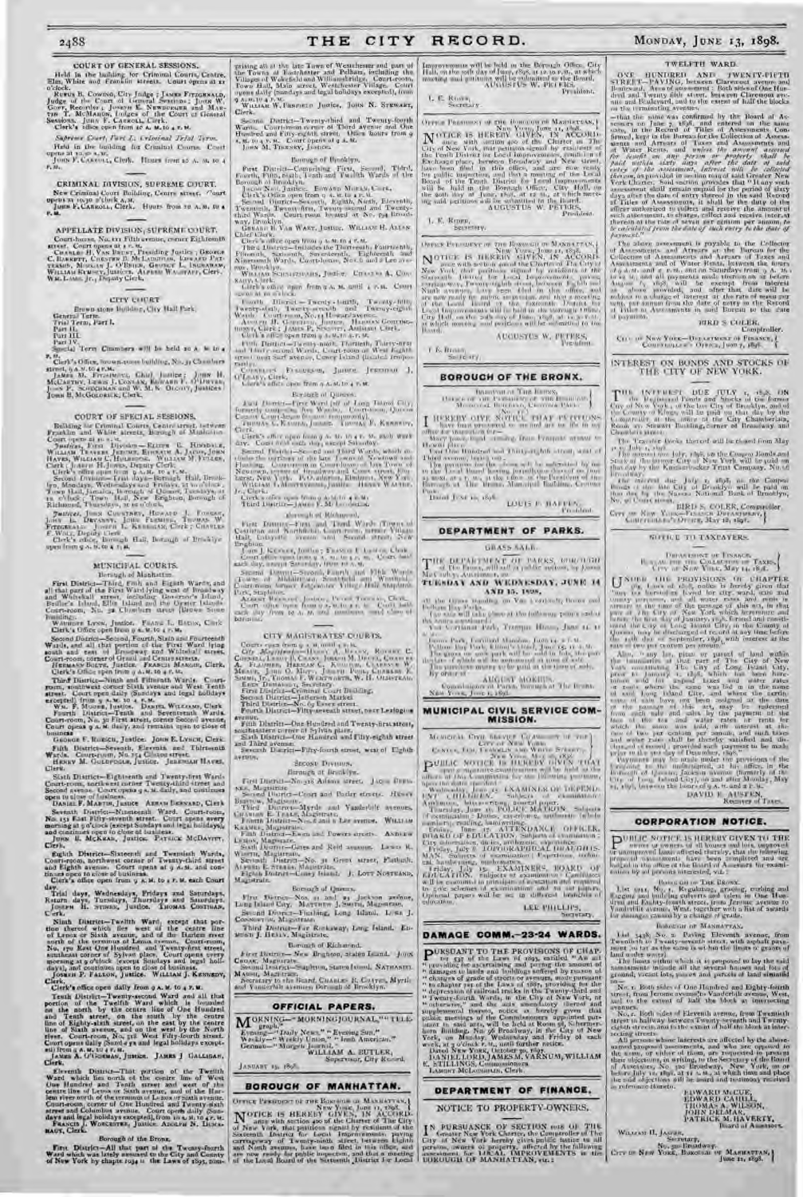## COURT OF GENERAL SESSIONS.

Held in the building for Criminal Courts, Centre, Elm, White and Franklin streets. Court opens at 11 o'clock.

Rufus B. Cowing, City Judge; James Fitzgerald, Judge of the Court of General Sessions; John W. Goff, Recorder; Joseph E. Newburger and Martin T. McMahon, Judges of the Court of General Sessions; John F. Carroll, Clerk.

Clerk's office open from 10 a.m. to 4 p.m.

*Supreme Court, Part I, Criminal Trial Term.*

Held in the building for Criminal Courts. Court opens at 10.30 a.m.

John F. Carroll, Clerk. Hours from 10 a.m. to 4 p.m.

## CRIMINAL DIVISION, SUPREME COURT.

New Criminal Court Building, Centre street. Court opens at 10.30 o'clock a.m.

John F. Carroll, Clerk. Hours from 10 a.m. to 4 p.m.

## APPELLATE DIVISION, SUPREME COURT.

Court-house, No. 111 Fifth avenue, corner Eighteenth street. Court opens at 1 p.m.

Charles H. Van Brunt, Presiding Justice; George C. Barrett, Chester B. McLaughlin, Edward Patterson, Morgan J. O'Brien, George L. Ingraham, William Rumsey, Justices. Alfred Wagstaff, Clerk. Wm. Lamb, Jr., Deputy Clerk.

## CITY COURT.

Brown-stone Building, City Hall Park.

General Term.
Trial Term, Part I.
Part II.
Part III.
Part IV.

Special Term Chambers will be held at 10 a.m. to 4 p.m.

Clerk's Office, brown-stone building, No. 32 Chambers street, 9 a.m. to 4 p.m.

James M. Fitzsimons, Chief Justice; John H. McCarthy, Lewis J. Conlan, Edward F. O'Dwyer, John P. Schuchman and W. N. Olcott, Justices; John B. McGoldrick, Clerk.

## COURT OF SPECIAL SESSIONS.

Building for Criminal Courts, Centre street, between Franklin and White streets, Borough of Manhattan. Court opens at 10 a.m.

Justices, First Division—Elihu B. Hinsdale, William Travers Jerome, Ephraim A. Jacob, John Hayes, William C. Holbrook. William M. Fuller, Clerk; Joseph H. Jones, Deputy Clerk.

Clerk's office open from 9 a.m. to 4 p.m.

Second Division—Trial days—Borough Hall, Brooklyn, Mondays, Wednesdays and Fridays, at 10 o'clock; Town Hall, Jamaica, Borough of Queens, Tuesdays, at 10 o'clock; Town Hall, New Brighton, Borough of Richmond, Thursdays, at 10 o'clock.

Justices, John Courtney, Howard J. Forker, John B. Devanny, John Fleming, Thomas W. Fitzgerald. Joseph L. Kerrigan, Clerk; Charles F. Wolf, Deputy Clerk.

Clerk's office, Borough Hall, Borough of Brooklyn, open from 9 a.m. to 4 p.m.

## MUNICIPAL COURTS.

Borough of Manhattan.

First District—Third, Fifth and Eighth Wards, and all that part of the First Ward lying west of Broadway and Whitehall street, including Governor's Island, Bedloe's Island, Ellis Island and the Oyster Islands. Court-room, No. 32 Chambers street (Brown Stone Building).

Wauhope Lynn, Justice. Frank L. Bacon, Clerk.

Clerk's Office open from 9 a.m. to 4 p.m.

Second District—Second, Fourth, Sixth and Fourteenth Wards, and all that portion of the First Ward lying south and east of Broadway and Whitehall streets. Court-room, corner of Grand and Centre streets.

Herrman Bolte, Justice. Francis Mangin, Clerk.

Clerk's Office open from 9 a.m. to 4 p.m.

Third District—Ninth and Fifteenth Wards. Court-room, southwest corner Sixth avenue and West Tenth street. Court opens daily (Sundays and legal holidays excepted) from 9 a.m. to 4 p.m.

Wm. F. Moore, Justice. Daniel Williams, Clerk.

Fourth District—Tenth and Seventeenth Wards. Court-room, No. 30 First street, corner Second avenue. Court opens 9 a.m. daily, and remains open to close of business.

George F. Roesch, Justice. John E. Lynch, Clerk.

Fifth District—Seventh, Eleventh and Thirteenth Wards. Court-room, No. 154 Clinton street.

Henry M. Goldfogle, Justice. Jeremiah Hayes, Clerk.

Sixth District—Eighteenth and Twenty-first Wards. Court-room, northwest corner Twenty-third street and Second avenue. Court opens 9 a.m. daily, and continues open to close of business.

Daniel F. Martin, Justice. Abram Bernard, Clerk.

Seventh District—Nineteenth Ward. Court-room, No. 151 East Fifty-seventh street. Court opens every morning at 9 o'clock (except Sundays and legal holidays), and continues open to close of business.

John B. McKean, Justice. Patrick McDavitt, Clerk.

Eighth District—Sixteenth and Twentieth Wards. Court-room, northwest corner of Twenty-third street and Eighth avenue. Court opens at 9 a.m. and continues open to close of business.

Clerk's office open from 9 a.m. to 4 p.m. each Court day.

Trial days, Wednesdays, Fridays and Saturdays. Return days, Tuesdays, Thursdays and Saturdays.

Joseph H. Stiner, Justice. Thomas Costigan, Clerk.

Ninth District—Twelfth Ward, except that portion thereof which lies west of the centre line of Lenox or Sixth avenue, and of the Harlem river north of the terminus of Lenox avenue. Court-room, No. 170 East One Hundred and Twenty-first street, southeast corner of Sylvan place. Court opens every morning at 9 o'clock (except Sundays and legal holidays), and continues open to close of business.

Joseph P. Fallon, Justice. William J. Kennedy, Clerk.

Clerk's office open daily from 9 a.m. to 4 p.m.

Tenth District—Twenty-second Ward and all that portion of the Twelfth Ward which is bounded on the north by the centre line of One Hundred and Tenth street, on the south by the centre line of Eighty-sixth street, on the east by the centre line of Sixth avenue, and on the west by the North river. Court-room, No. 318 West Fifty-fourth street. Court opens daily (Sundays and legal holidays excepted) from 9 a.m. to 4 p.m.

James A. O'Gorman, Justice. James J. Galligan, Clerk.

Eleventh District—That portion of the Twelfth Ward which lies north of the centre line of West One Hundred and Tenth street and west of the centre line of Lenox or Sixth avenue, and of the Harlem river north of the terminus of Lenox or Sixth avenue. Court-room, corner of One Hundred and Twenty-sixth street and Columbus avenue. Court opens daily (Sundays and legal holidays excepted), from 10 a.m. to 4 p.m.

Francis J. Worcester, Justice. Adolph N. Duckmaut, Clerk.

Borough of the Bronx.

First District—All that part of the Twenty-fourth Ward which was lately annexed to the City and County of New York by chapter 1034 of the Laws of 1895, comprising all of the late Town of Westchester and part of the Towns of Eastchester and Pelham, including the Villages of Wakefield and Williamsbridge. Court-room, Town Hall, Main street, Westchester Village. Court opens daily (Sundays and legal holidays excepted), from 9 a.m. to 4 p.m.

William W. Penfield, Justice. John N. Stewart, Clerk.

Second District—Twenty-third and Twenty-fourth Wards. Court-room corner of Third avenue and One Hundred and Fifty-eighth street. Office hours from 9 a.m. to 4 p.m. Court opens at 9 a.m.

John M. Tierney, Justice.

Borough of Brooklyn.

First District—Comprising First, Second, Third, Fourth, Fifth, Sixth, Tenth and Twelfth Wards of the Borough of Brooklyn.

Jacob Neu, Justice. Edward Moran, Clerk.

Clerk's Office open from 9 a.m. to 4 p.m.

Second District—Seventh, Eighth, Ninth, Eleventh, Twentieth, Twenty-first, Twenty-second and Twenty-third Wards. Court-room located at No. 794 Broadway, Brooklyn.

Gerard B. Van Wart, Justice. William B. Allen, Chief Clerk.

Clerk's office open from 9 a.m. to 4 p.m.

Third District—Includes the Thirteenth, Fourteenth, Fifteenth, Sixteenth, Seventeenth, Eighteenth and Nineteenth Wards. Court-house, Nos. 6 and 8 Lee avenue, Brooklyn.

William Schnitzspahn, Justice. Charles A. Conrady, Clerk.

Clerk's office open from 9 a.m. until 4 p.m. Court opens at 10 o'clock.

Fourth District—Twenty-fourth, Twenty-fifth, Twenty-sixth, Twenty-seventh and Twenty-eighth Wards. Court-room, No. 14 Howard avenue.

Alexander H. Gerstein, Justice. Harman Gohlinghorst, Clerk; James P. Sinnott, Assistant Clerk.

Clerk's office open from 9 a.m. to 4 p.m.

Fifth District—Twenty-ninth, Thirtieth, Thirty-first and Thirty-second Wards. Court-room at West Eighth street, near Surf avenue, Coney Island (located temporarily).

Cornelius Furgueson, Justice. Jeremiah J. O'Leary, Clerk.

Clerk's office open from 9 a.m. to 4 p.m.

Borough of Queens.

First District—First Ward (all of Long Island City, formerly composing five wards). Court-room, Queens County Court-house (located temporarily).

Thomas C. Kadien, Justice. Thomas F. Kennedy, Clerk.

Clerk's office open from 9 a.m. to 4 p.m. each week day. Court held each day, except Saturday.

Second District—Second and Third Wards, which include the territory of the late Towns of Newtown and Flushing. Court-room in Court-house of Town Hall of Newtown, corner of Broadway and Court street, Elmhurst, New York; P. O. Address, Elmhurst, New York.

William Rasquin, Jr., Justice. Henry Walter, Jr., Clerk.

Clerk's office open from 9 a.m. to 4 p.m.

Third District—James F. McLaughlin, Justice.

Borough of Richmond.

First District—First and Third Wards (Towns of Castleton and Northfield). Court-room, former Village Hall, Lafayette avenue and Second street, New Brighton.

John J. Kenney, Justice. Francis F. Leman, Clerk.

Court office open from 9 a.m. to 4 p.m. Court held each day, except Saturday, from 10 a.m.

Second District—Second, Fourth and Fifth Wards (Towns of Middletown, Southfield and Westfield). Court-room, former Edgewater Village Hall, Stapleton Park, Stapleton.

George W. Stake, Justice. Peter Tiernan, Clerk.

Court office open from 9 a.m. to 4 p.m. Court held each day from 10 a.m. and continues until close of business.

## CITY MAGISTRATES' COURTS.

Court open from 9 a.m. until 4 p.m.

City Magistrates—Henry A. Brann, Robert C. Cornell, Leroy B. Crane, Joseph M. Deuel, Charles A. Flammer, Herman C. Kudlich, Clarence W. Meade, John O. Mott, Joseph Pool, Cornelius J. Simms, Jr., Thomas F. Wentworth, W. H. Olmstead.

Eric Dennison, Secretary.

First District—Criminal Court Building.
Second District—Jefferson Market.
Third District—No. 69 Essex street.
Fourth District—Fifty-seventh street, near Lexington avenue.
Fifth District—One Hundred and Twenty-first street, southeastern corner of Sylvan place.
Sixth District—One Hundred and Fifty-eighth street and Third avenue.
Seventh District—Fifty-fourth street, west of Eighth avenue.

Second Division.

Borough of Brooklyn.

First District—No. 318 Adams street. Jacob Brenner, Magistrate.
Second District—Court and Butler streets. Henry Bristow, Magistrate.
Third District—Myrtle and Vanderbilt avenues. Charles E. Teale, Magistrate.
Fourth District—Nos. 6 and 8 Lee avenue. William Kramer, Magistrate.
Fifth District—Ewen and Powers streets. Andrew Lemon, Magistrate.
Sixth District—Gates and Reid avenues. Lewis R. Worth, Magistrate.
Seventh District—No. 31 Grant street, Flatbush. James G. Tighe, Magistrate.
Eighth District—Coney Island. J. Lott Nostrand, Magistrate.

Borough of Queens.

First District—Nos. 21 and 23 Jackson avenue, Long Island City. Matthew J. Smith, Magistrate.
Second District—Flushing, Long Island. Luke J. Connorton, Magistrate.
Third District—Far Rockaway, Long Island. Edmund J. Healy, Magistrate.

Borough of Richmond.

First District—New Brighton, Staten Island. John Croak, Magistrate.
Second District—Stapleton, Staten Island. Nathaniel Marsh, Magistrate.

Secretary to the Board, Charles R. Cutter, Myrtle and Vanderbilt avenues, Borough of Brooklyn.

## OFFICIAL PAPERS.

Morning—"Morning Journal," "Telegraph."
Evening—"Daily News," "Evening Sun."
Weekly—"Weekly Union," "Irish American."
German—"Morgen Journal."

WILLIAM A. BUTLER,
Supervisor, City Record.

January 19, 1898.

## BOROUGH OF MANHATTAN.

Office President of the Borough of Manhattan,
New York, June 11, 1898.

NOTICE IS HEREBY GIVEN, IN ACCORDANCE with section 400 of the Charter of The City of New York, that petitions signed by residents of the Sixteenth District for Local Improvements, paving carriageway of Twenty-ninth street, between Eighth and Ninth avenues, have been filed in this office, and are now ready for public inspection, and that a meeting of the Local Board of the Sixteenth District for Local Improvements will be held in the Borough Office, City Hall, on the 20th day of June, 1898, at 12.30 p.m., at which meeting said petitions will be submitted to the Board.

AUGUSTUS W. PETERS,
President.

I. E. Rider,
Secretary.

Office President of the Borough of Manhattan,
New York, June 11, 1898.

NOTICE IS HEREBY GIVEN, IN ACCORDANCE with section 400 of the Charter of The City of New York, that petitions signed by residents of the Tenth District for Local Improvements, paving Exchange place, between Broadway and New street, have been filed in this office, and are now ready for public inspection, and that a meeting of the Local Board of the Tenth District for Local Improvements will be held in the Borough Office, City Hall, on the 20th day of June, 1898, at 12 m., at which meeting said petitions will be submitted to the Board.

AUGUSTUS W. PETERS,
President.

I. E. Rider,
Secretary.

Office President of the Borough of Manhattan,
New York, June 11, 1898.

NOTICE IS HEREBY GIVEN, IN ACCORDANCE with section 400 of the Charter of The City of New York, that petitions signed by residents of the Sixteenth District for Local Improvements, paving carriageway, Twenty-eighth street, between Eighth and Ninth avenues, have been filed in this office, and are now ready for public inspection, and that a meeting of the Local Board of the Sixteenth District for Local Improvements will be held in the Borough Office, City Hall, on the 20th day of June, 1898, at 12.30 p.m., at which meeting said petitions will be submitted to the Board.

AUGUSTUS W. PETERS,
President.

I. E. Rider,
Secretary.

## BOROUGH OF THE BRONX.

Department of The Bronx,
Office of the President of the Borough,
Municipal Building, Crotona Park.

I HEREBY GIVE NOTICE THAT PETITIONS have been presented to me and are on file in my office for improving the—

Morris place, ...

One Hundred and Thirty-eighth street, west of Third avenue, ...

The petitions for the above will be submitted by me to the Local Board having jurisdiction thereof on June 24, 1898, at 2 p.m., in the Office of the President of the Borough of The Bronx, Municipal Building, Crotona Park.

Dated June 10, 1898.

LOUIS F. HAFFEN,
President.

## DEPARTMENT OF PARKS.

GRASS SALE.

THE DEPARTMENT OF PARKS, BOROUGH of The Bronx, will sell at public auction, by James McCarthy, Auctioneer, on

**TUESDAY AND WEDNESDAY, JUNE 14 AND 15, 1898,**

all the Grass standing on Van Cortlandt, Bronx and Pelham Bay Parks.

The sale will take place at the following points and on the following dates:

Van Cortlandt Park, Tramp House, June 14, at 10 a.m.
Bronx Park, Lorillard Mansion, June 14, at 2 p.m.
Pelham Bay Park, Bartow Mansion, June 15, at 10 a.m.

The grass on each park will be sold in lots, the particulars of which will be announced at time of sale.

The purchasers must pay in cash at the time of sale.

By order of

AUGUST MOEBUS,
Commissioner of Parks, Borough of The Bronx.

New York, June 4, 1898.

## MUNICIPAL CIVIL SERVICE COMMISSION.

Municipal Civil Service Commission of The City of New York,
Centre, Elm, Franklin and White Streets,
New York, May 1898.

PUBLIC NOTICE IS HEREBY GIVEN THAT open competitive examinations will be held at the offices of this Commission for the following positions, upon the dates specified:

Wednesday, June 15—EXAMINER OF DEPENDENT CHILDREN. Subjects of examination: Arithmetic, handwriting, general paper.

Thursday, June 16—POLICE MATRON. Subjects of examination: Duties, experience, arithmetic, reading, handwriting.

Friday, June 17—ATTENDANCE OFFICER, BOARD OF EDUCATION. Subjects of examination: City information, duties, arithmetic, experience.

Friday, July 8—TOPOGRAPHICAL DRAUGHTSMAN. Subjects of examination: Experience, technical, handwriting, mathematics.

Friday, July 15—EXAMINERS, BOARD OF EDUCATION. Subjects of examination: Candidates will be examined in principles of education and required to give schemes of examination and to set papers. Optional papers will be set in different branches of education.

LEE PHILLIPS,
Secretary.

## DAMAGE COMM.—23-24 WARDS.

PURSUANT TO THE PROVISIONS OF CHAPTER 537 of the Laws of 1893, entitled "An act providing for ascertaining and paying the amount of damages to lands and buildings suffered by reason of changes of grade of streets or avenues, made pursuant to chapter 721 of the Laws of 1887, providing for the depression of railroad tracks in the Twenty-third and Twenty-fourth Wards, in the City of New York, or otherwise," and the acts amendatory thereof and supplemental thereto, notice is hereby given that public meetings of the Commissioners appointed pursuant to said acts will be held at Room 58, Schermerhorn Building, No. 96 Broadway, in the City of New York, on Monday, Wednesday and Friday of each week, at 2 o'clock p.m., until further notice.

Dated New York, October 20, 1897.

DANIEL LORD, JAMES M. VARNUM, WILLIAM E. STILLINGS, Commissioners.

Lamont McLoughlin, Clerk.

## DEPARTMENT OF FINANCE.

NOTICE TO PROPERTY-OWNERS.

IN PURSUANCE OF SECTION 1018 OF THE Greater New York Charter, the Comptroller of The City of New York hereby gives public notice to all persons owning property affected by the following assessment for LOCAL IMPROVEMENTS in the BOROUGH OF MANHATTAN, viz.:

TWELFTH WARD.

ONE HUNDRED AND TWENTY-FIFTH STREET—PAVING, between Claremont avenue and Boulevard. Area of assessment: Both sides of One Hundred and Twenty-fifth street, between Claremont avenue and Boulevard, and to the extent of half the blocks on the intersecting avenues.

—that the same was confirmed by the Board of Assessors on June 7, 1898, and entered on the same date in the Record of Titles of Assessments Confirmed, kept in the Bureau for the Collection of Assessments and Arrears of Taxes and Assessments and of Water Rents, and *unless the amount assessed for benefit on any person or property shall be paid within sixty days after the date of said entry of the assessment, interest will be collected thereon*, as provided in section 1019 of said Greater New York Charter. Said section provides that "If any such assessment shall remain unpaid for the period of sixty days after the date of entry thereof in the said Record of Titles of Assessments, it shall be the duty of the officer authorized to collect and receive the amount of such assessment, to charge, collect and receive interest thereon at the rate of seven per centum per annum, *to be calculated from the date of such entry to the date of payment*."

The above assessment is payable to the Collector of Assessments and Arrears at the Bureau for the Collection of Assessments and Arrears of Taxes and Assessments and of Water Rents, between the hours of 9 a.m. and 2 p.m., and on Saturdays from 9 a.m. to 12 m., and all payments made thereon on or before August 6, 1898, will be exempt from interest as above provided, and after that date will be subject to a charge of interest at the rate of seven per cent. per annum from the date of entry in the Record of Titles of Assessments in said Bureau to the date of payment.

BIRD S. COLER,
Comptroller.

City of New York—Department of Finance,
Comptroller's Office, June 7, 1898.

## INTEREST ON BONDS AND STOCKS OF THE CITY OF NEW YORK.

THE INTEREST DUE JULY 1, 1898, ON the Registered Bonds and Stocks of the former City of New York, of the late City of Brooklyn, and of the County of Kings, will be paid on that day by the Comptroller at the office of the City Chamberlain, Room 27, Stewart Building, corner of Broadway and Chambers street.

The Transfer Books thereof will be closed from May 31 to July 1, 1898.

The interest due July 1, 1898, on the Coupon Bonds and Stocks of the former City of New York will be paid on that day by the Knickerbocker Trust Company, No. 66 Broadway.

The interest due July 1, 1898, on the Coupon Bonds of the late City of Brooklyn will be paid on that day by the Nassau National Bank of Brooklyn, No. 26 Court street.

BIRD S. COLER, Comptroller.

City of New York—Finance Department,
Comptroller's Office, May 18, 1898.

## NOTICE TO TAXPAYERS.

Department of Finance,
Bureau for the Collection of Taxes,
City of New York, May 14, 1898.

UNDER THE PROVISIONS OF CHAPTER 350 of the Laws of 1898, notice is hereby given that "any tax heretofore levied for city, ward, state and county purposes, and all water rents and rates in arrears at the passage of this act, in that part of The City of New York which heretofore and before the first day of January, 1898, formed and constituted the City of Long Island City, in the County of Queens, may be discharged if paid on or before the 15th day of September, 1898, with interest at the rate of seven per centum per annum."

Also, "any lot, piece or parcel of land within the boundaries of that part of The City of New York constituting The City of Long Island City, prior to January 1, 1898, which has been heretofore sold for unpaid taxes and water rates or rents where the same was bid in in the name of said Long Island City, and where the certificates of sale have not been assigned at the date of the passage of this act, may be redeemed from such sale and sales by the payment of the face of the tax and water rates or rents for which the same was sold, with interest at the rate of ten per centum per annum, and such taxes and water rates shall be thereby satisfied and discharged of record, provided such payment be made prior to the 1st day of December, 1898."

Payments may be made under the provisions of the foregoing to the undersigned, at his office, in the Borough of Queens, Jackson avenue (formerly of the City of Long Island City), on and after Monday, May 16, 1898, between the hours of 9 a.m. and 2 p.m.

DAVID E. AUSTEN,
Receiver of Taxes.

## CORPORATION NOTICE.

PUBLIC NOTICE IS HEREBY GIVEN TO THE owner or owners of all houses and lots, improved or unimproved lands affected thereby, that the following proposed assessments have been completed and are lodged in the office of the Board of Assessors for examination by all persons interested, viz.:

Borough of The Bronx.

List 5112, No. 1. Regulating, grading, curbing and flagging and building culverts and inlets in One Hundred and Eighty-fourth street, from Jerome avenue to Vanderbilt avenue, West, together with a list of awards for damages caused by a change of grade.

Borough of Manhattan.

List 5438, No. 2. Paving Eleventh avenue, from Twentieth to Twenty-seventh street, with asphalt pavement (so far as the same is within the limits of grants of land under water).

The limits within which it is proposed to lay the said assessment include all the several houses and lots of ground, vacant lots, pieces and parcels of land situated on—

No. 1. Both sides of One Hundred and Eighty-fourth street, from Jerome avenue to Vanderbilt avenue, West, and to the extent of half the block at intersecting avenues.

No. 2. Both sides of Eleventh avenue, from Twentieth street to halfway between Twenty-seventh and Twenty-eighth streets, and to the extent of half the block at intersecting streets.

All persons whose interests are affected by the above-named proposed assessments, and who are opposed to the same, or either of them, are requested to present their objections, in writing, to the Secretary of the Board of Assessors, No. 320 Broadway, New York, on or before July 12, 1898, at 11 a.m., at which time and place the said objections will be heard and testimony received in reference thereto.

EDWARD McCUE,
EDWARD CAHILL,
THOMAS A. WILSON,
JOHN DELMAR,
PATRICK M. HAVERTY,
Board of Assessors.

William H. Jasper,
Secretary,
No. 320 Broadway.

City of New York, Borough of Manhattan,
June 11, 1898.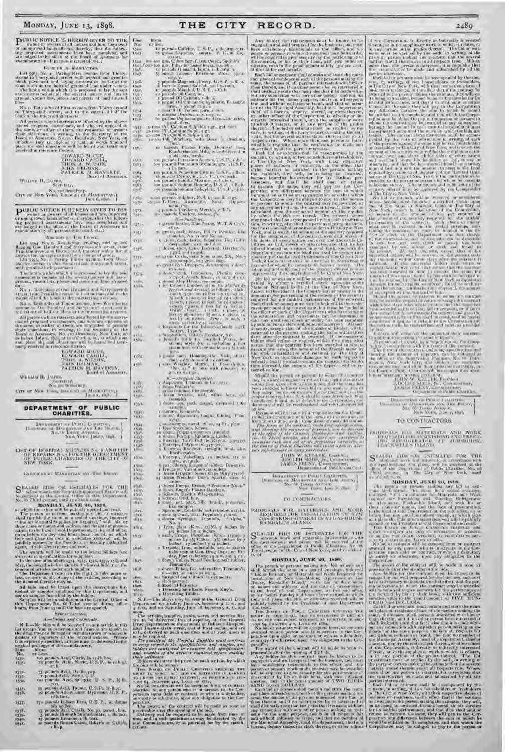PUBLIC NOTICE IS HEREBY GIVEN TO THE owner or owners of all houses and lots, improved or unimproved lands affected thereby, that the following proposed assessments have been completed and are lodged in the office of the Board of Assessors for examination by all persons interested, viz.:

BOROUGH OF MANHATTAN.

List 5603, No. 1. Paving First avenue, from Thirty-second to Thirty-sixth street, with asphalt and granite-block pavement and laying crosswalks (so far as the same is within the limits of grants of land under water).

The limits within which it is proposed to lay the said assessments include all the several houses and lots of ground, vacant lots, pieces and parcels of land situated on—

No. 1. Both sides of First avenue, from Thirty-second to Thirty-sixth street, and to the extent of half the block at the intersecting streets.

All persons whose interests are affected by the above-named proposed assessments, and who are opposed to the same, or either of them, are requested to present their objections, in writing, to the Secretary of the Board of Assessors, No. 320 Broadway, New York, on or before July 12, 1898, at 11 A.M., at which time and place the said objections will be heard and testimony received in reference thereto.

EDWARD McCUE,
EDWARD CAHILL,
THOS. A. WILSON,
JOHN DELMAR,
PATRICK M. HAVERTY,
Board of Assessors.

WILLIAM H. JASPER,
Secretary,
No. 320 Broadway.

CITY OF NEW YORK, BOROUGH OF MANHATTAN, June 6, 1898.

---

PUBLIC NOTICE IS HEREBY GIVEN TO THE owner or owners of all houses and lots, improved or unimproved lands affected thereby, that the following proposed assessments have been completed and are lodged in the office of the Board of Assessors for examination by all persons interested, viz.:

BOROUGH OF THE BRONX.

List 5594, No. 1. Regulating, grading, curbing and flagging One Hundred and Sixty-seventh street, from Franklin avenue to Boston road, together with a list of awards for damages caused by a change of grade.

List 5595, No. 2. Paving Tinton avenue, from Westchester avenue to One Hundred and Sixty-ninth street, with granite-block pavement.

The limits within which it is proposed to lay the said assessments include all the several houses and lots of ground, vacant lots, pieces and parcels of land situated on—

No. 1. Both sides of One Hundred and Sixty-seventh street, from Franklin avenue to Boston road, and to the extent of half the block at the intersecting avenues.

No. 2. Both sides of Tinton avenue, from Westchester avenue to One Hundred and Sixty-ninth street, and to the extent of half the block at the intersecting avenues.

All persons whose interests are affected by the above-named proposed assessments, and who are opposed to the same, or either of them, are requested to present their objections, in writing, to the Secretary of the Board of Assessors, No. 320 Broadway, New York, on or before July 5, 1898, at 11 o'clock A.M., at which time and place the said objections will be heard and testimony received in reference thereto.

EDWARD McCUE,
EDWARD CAHILL,
THOS. A. WILSON,
JOHN DELMAR,
PATRICK M. HAVERTY,
Board of Assessors.

WILLIAM H. JASPER,
Secretary,
No. 320 Broadway.

CITY OF NEW YORK, BOROUGH OF MANHATTAN, June 4, 1898.

# DEPARTMENT OF PUBLIC CHARITIES.

DEPARTMENT OF PUBLIC CHARITIES,
BOROUGHS OF MANHATTAN AND THE BRONX,
No. 66 THIRD AVENUE,
NEW YORK, June 7, 1898.

LIST OF HOSPITAL SUPPLIES No. 8 AND LIST OF REPAIRS No. 1, FOR THE DEPARTMENT OF PUBLIC CHARITIES OF THE CITY OF NEW YORK.

BOROUGHS OF MANHATTAN AND THE BRONX.

SEALED BIDS OR ESTIMATES FOR THE below-mentioned Hospital Supplies and Repairs will be received at the Central Office of this Department, No. 66 Third avenue, until 10 o'clock A.M. on

**MONDAY, JUNE 20, 1898,**

at which time they will be publicly opened and read.

The person or persons making any bid or estimate shall furnish the same in a sealed envelope, indorsed "Bid for Hospital Supplies (or Repairs)," with his or their name or names and address, and the date of presentation, to the head of said Department, at the said office, on or before the day and hour above named, at which time and place the bids or estimates received will be publicly opened by the President, or his duly authorized agent, of said Department and read.

The awards will be made to the lowest bidders (see also note in specifications for supplies).

In the case of numbers 1474, 1575, 1576, 1579, 1585 and 1625, the award will be made to the lowest bidder on the combined articles under each number.

The Department reserves the right to take more or less, or none at all, of any of the articles, according as the demand therefor may be.

All bids must be based upon the descriptions furnished, or samples exhibited by this Department, and *not* on samples furnished by the bidder.

Samples will be on exhibition at the Central Office of this Department, No. 66 Third avenue, during office hours, from June 13 until the bids are opened.

SPECIFICATIONS.

*A.—Drugs and Chemicals.*

N. B.—No bids will be received on any article in this list except from such persons and firms as are known to the drug trade to be regular manufacturers or wholesale dealers or importers of the several articles. Where it is expressly specified, articles must be delivered in the original packages of the manufacturer.

| Line No. | More or Less. |
|---|---|
| 1530. | 100 pounds Acid, Citric, in 25-lb. box. |
| 1531. | 25 pounds Acid, Nitric, U. S. P., in 1-lb. g. st. b. |
| 1532. | 75 pounds Acid, Oxalic, pap. |
| 1533. | 1 pound Acid, Picric, C. P. |
| 1534. | 100 pounds Acid, Salicylic, U. S. P., ½ lb. cart. |
| 1535. | 25 pounds Acid, Tannic, U. S. P., ½-lb. c. |
| 1536. | 50 pounds Antipy. Laur. Hydrous, U. S. P., 1-lb. tins. |
| 1537. | 270 pounds Balsam Peru, U. S. P., in drums (26 to 50 lbs.). |
| 1538. | 25 pounds Bark Cassia, No. 50, powd., box. |
| 1539. | 5 pounds Bismuth Subcarbonate, 1 lb. box. |
| 1540. | 10 pounds Bismuthe, 1 lb. box. |
| 1541. | 10 pounds Butter Cacao, Baker's or Uchi's, 1-lb. p. |
| 1542. | 10 pounds Caffeine, U. S. P., 1 lb. orig. cart. |
| 1543. | 25 gross Capsules, empty, P. D. & Co., assort. |
| 1544. | 200-500 gm. Chloroform (Anæ thesia, Squibb's). |
| 1545. | 1,000-100 gm. Ether for anæsthesia, Squibb's. |
| 1546. | 10 pounds Ferment, Lupin, 1 lb. orig. b. |
| 1547. | 25 ounces Iodone, Fritzsche Bros. ¼-oz. orig. v. |
| 1548. | 3 pounds Magnesia, heavy, U. S. P., 1-lb. b. |
| 1549. | 8 barrels Epsom Salt (about 300 lbs. each). |
| 1550. | 10 pounds Menthol, U. S. P., 1-lb. b. |
| 1551. | 20 pounds Oil Clove, tin. |
| 1552. | 1 pound Oil Cajeput, 1-lb. b. |
| 1553. | 1 pound Oil Geranium, synthetic, Fritzsche Bros., 1 pound original. |
| 1554. | 1 quart Oil Pennyroyal, pint, 1 lb. b. |
| 1555. | 2 ounces Orexine, 1 oz. orig. v. |
| 1556. | 10 gallons Peptomangan lo of Iron, Dietrich, 1 gall. dem. |
| 1557. | 5-1000 Pil. Calcium Sulphide 1 gr., gel. coat. |
| 1558. | 50-1000 Pil. Quinine Sulph. 3 gr. |
| 1559. | 25-1000 Pil. Quinine Sulph. 2 gr. |
| 1560. | 10-500 Pil. Warburg, with Aloes (1 drachm), Tilden. |
| 1561. | 10 barrels Plaster Paris, Dentists' best, Knickerbocker Mill, to be delivered in 2 bbl. lots, fresh. |
| 1562. | 200 pounds Potassium Acetate, U. S. P., 1-lb. b. |
| 1563. | 200 pounds Potassium Bromide, gran., U. S. P., 1 lb. cart. |
| 1564. | 100 pounds Potassium Citrate, U. S. P., 1 lb. b. |
| 1565. | 25 ounces Pyoctanin, U. S. P., 1 oz. pack. |
| 1566. | 200 pounds Seidlitz Mixture, 25-lb. box. |
| 1567. | 300 pounds Sodium Bromide, U. S. P., 1 lb. b. |
| 1568. | 75 pounds Sodium Salicylate, U. S. P., ½ lb. cart. |
| 1569. | 2,000 pounds Sulphur, Roll, in 200 lb. kegs. |
| 1570. | 25-500 Tablets, Antikamnia, Nowel. "Oppenheimer's." |
| 1571. | 3 pounds Trional, Merck's, 1 lb. b. |
| 1572. | 300 pounds Vaseline, yellow, 5's. |

*B.—Sundries.*

| Line No. | More or Less. |
|---|---|
| 1573. | 1 gross Bottles, Blue Poison, W. T. & Co.'s, 16 oz. |
| 1574. | 10 gross, each, Bottles, Ell W. Prowler, like sample, No. 24 and No. 32. |
| 1575. | 5 gross, each, Boxes, Seamless Tin, Gilb's slip-joint, 4 oz. and 1 oz. |
| 1576. | 1 dozen, each, Cans, Jacketed, Garrison's, 1 gall. and 10 gall. |
| 1577. | 20 gross Corks, extra long taper, XX, No. 7 (see sample), in 5 gross bags. |
| 1578. | 10 gross Eye Droppers, like sample, 1 dozen in a box. |
| 1579. | 1 dozen each, Graduates, Phenix, cone-shaped, Apoth. Meas., 16 oz. and 2 oz. |
| 1580. | 1 dozen Mop Heads, see sample. |
| 1581. | 1 lot Cabinet Lumber, all to be *absolutely perfect and dressed*, as follows: *Oak*: 1 inch, 3 pieces, 10 feet by 12 inches; ⅝ inch, 1 piece, 12 feet by 15 inches; ¾ inch, 3 pieces, 12 feet by 15 inches; veneer, 1 piece, 6 feet by 24 inches. *White Wood*: 2 inch, 1 piece, 16 feet by 18 inches; 1 inch, 1 piece, 14 feet by 16 inches. *Pine*: ¾ inch, 1 piece, 12 feet by 12 inches. |
| 1582. | 1 Rotometer for Lane-Lobstein 4-cell Battery, Type 6. |
| 1583. | 2 Steppers, Cork's Excelsior, 6 ft. |
| 1584. | 2 Jewell's Stills for Distilled Water, No. 10, Style No. 2, including a hot steam heat with connections to fit machine. |
| 1585. | 5 gross each Homeopathic Vials, short, flint, 2 drachms and 1 drachm. |
| 1586. | 1 gross Weights, Metric, in Prescription, "No. 22," in box, with grooves, 1 to 100 gm., to 10 grs. |

*C.—Surgical Supplies.*

| Line No. | More or Less. |
|---|---|
| 1587. | 1 Aspirator, Tiemann & Co. (1791). |
| 1588. | 1 Bags, Politzer's. |
| 1589. | 2 gross Bobbins, like sample. |
| 1590. | 1 dozen Brushes, nail, white bone, (of sample). |
| 1591. | 1 dozen per pack, catgut, prepared (like sample). |
| 1592. | 1 Catheters, Lemmon's. |
| 1593. | 1 dozen depressors, tongue, folding (Tiemann & Co.). |
| 1594. | 1 ear scopes, metal, 18, 20, 24 Fr., 18 cm. |
| 1595. | 1 Eye Speculum, Noyes. |
| 1596. | 12 dozen Forceps-gynaecology (sample). |
| 1597. | 1 dozen Forceps, Epilating, Luder. |
| 1598. | 1 Forceps, Uterine, Smith (Reynd, 2491). |
| 1599. | 3 Forceps, Polypus (F. 347-350). |
| 1600. | 1 Curette, Emmet's, straight, small, like Ford's make. |
| 1601. | 6 Forceps, Vulsellum, 10 inches, etc. or curv. each. |
| 1602. | 6 pair Gloves, Surgeons' rubber, Flower's. |
| 1603. | 1 Irrigator, Valentine's, complete. |
| 1604. | 2 dozen Irrigator Spout Caps (Kny 17117). |
| 1605. | 24 dozen Needles, Cox's Special, sizes to order. |
| 1606. | 1 dozen Pumps, Breast, "Protector No. 2." |
| 1607. | 1 dozen Ringer's Plaster Bandage. |
| 1608. | 2 Scissors, Smith's Wire-cutting. |
| 1609. | 6 screws, Neil, b. v. |
| 1610. | 12 sets of silk, braid, prepared, like sample. |
| 1611. | 2 Specula, Edebohls' self-retaining weight. |
| 1612. | 2 sets Specula, Ear, Toynbee's plated. |
| 1613. | 1 dozen Syringes, Fountain, "Alpha," No. 3. |
| 1614. | 1 Tray, glass (Kny, 17786), 9 inches by 4½ inches by 2 inches. |
| 1615. | 2 each, Trays, Porcelain (Kny, 17390), 7 inches by 15 inches; 9¾ inches by 7 inches; 17 inches by 14 inches. |
| 1616. | 2 Tripods, Iron, adjustable, etc., to sketch (to be seen at Gen. Drug Dept. on Friday, June 17, between 9 A.M. and 4 P.M.). |
| 1617. | 1 dozen Tubes, Nasal Feeding, soft rubber, Tiemann's. |
| 1618. | 2 dozen Tubes, Ear, soft rubber, Tiemann's. |
| 1619. | 1 lot Surgical Instruments, list of 25 items. |
| 1620. | 300 Surgical and Clinical Instruments. |
| 1621. | 1 Refrigerator. |
| 1622. | 8 Musical Batteries. |
| 1623. | 3 Dressing Sterilizers, Steam, Kny's. |
| 1624. | 1 Operating Tables. |

N. B.—The above may be seen at the General Drug Department on Friday, June 17, between 9 A.M. and 4 P.M., and on Saturday, June 18, between 9 A.M. and noon.

The articles, supplies, goods, wares and merchandise are to be delivered, free of expense, at the General Drug Department on the grounds of Bellevue Hospital, East Twenty-sixth street, east of First avenue, and are to be delivered in such quantities and at such times as may be required.

*The quality of the Hospital Supplies must conform in every respect to the specifications and samples, and bidders are cautioned to examine both specifications and samples of the articles required before making their estimates.*

Bidders will state the price for each article, by which the bids will be tested.

THE BOARD OF PUBLIC CHARITIES RESERVES THE RIGHT TO REJECT ALL BIDS OR ESTIMATES IF DEEMED TO BE FOR THE PUBLIC INTEREST, AS PROVIDED IN SECTION 64, CHAPTER 410, LAWS OF 1882.

No bid or estimate will be accepted from, or contract awarded to, any person who is in arrears to the Corporation upon debt or contract, or who is a defaulter, as surety or otherwise, upon any obligation to the Corporation.

The award of the contract will be made as soon as practicable after the opening of the bids.

Delivery will be required to be made from time to time, and in such quantities as may be directed by the said Commissioners, or be provided for by the specifications.

Any bidder for this contract must be known to be engaged in and well prepared for the business, and must have satisfactory testimonials to that effect, and the person or persons to whom the contract may be awarded will be required to give security for the performance of the contract, by his or their bond, with two sufficient sureties, each in the penal amount of fifty (50) per cent. of the bid for each article.

Each bid or estimate shall contain and state the name and place of residence of each of the persons making the same, the names of all persons interested with him or them therein, and if no other person be so interested it shall distinctly state that fact; also that it is made without any connection with any other person making an estimate for the same purpose, and is in all respects fair and without collusion or fraud, and that no member of the Municipal Assembly, head of a department, chief of a bureau, deputy thereof, or clerk therein, or other officer of the Corporation, is directly or indirectly interested therein, or in the supplies or work to which it relates, or in any portion of the profits thereof. The bid or estimate must be verified by the oath, in writing, of the party or parties making the estimate, that the several matters stated therein are in all respects true. Where more than one person is interested, it is requisite that the verification be made and subscribed by all the parties interested.

Each bid or estimate shall be accompanied by the consent, in writing, of two householders or freeholders in The City of New York, with their respective places of business or residence, to the effect that if the contract be awarded to the person making the estimate, they will, on its being so awarded, become bound as his sureties for its faithful performance, and that if he shall omit or refuse to execute the same, they will pay to the Corporation any difference between the sum to which he would be entitled on its completion and that which the Corporation may be obliged to pay to the person or persons to whom the contract may be awarded at any subsequent letting; the amount in each case to be calculated upon the estimated amount of the supplies by which the bids are tested. The consent above mentioned shall be accompanied by the oath or affirmation, in writing, of each of the persons signing the same, that he is a householder or freeholder in The City of New York, and is worth the amount of the security required for the completion of the contract, over and above all his debts of every nature, and over and above his liabilities as bail, surety or otherwise, and that he has offered himself as a surety in good faith, and with the intention to execute the bond required by section 12 of chapter 7 of the Revised Ordinances of The City of New York, if the contract shall be awarded to the person or persons for whom he consents to become surety. The adequacy and sufficiency of the security offered is to be approved by the Comptroller of The City of New York.

No bid or estimate will be considered unless accompanied by either a certified check upon one of the State or National banks of The City of New York, drawn to the order of the Comptroller, or money to the amount of *five per centum* of the amount of the security required for the faithful performance of the contract. Such check or money must *not* be inclosed in the sealed envelope containing the estimate, but must be handed to the officer or clerk of the Department who has charge of the estimate-box, and no estimate can be deposited in said box until such check or money has been examined by said officer or clerk and found to be correct. All such deposits, except that of the successful bidder, will be returned to the persons making the same within three days after the contract is awarded. If the successful bidder shall refuse or neglect, within five days after notice that the contract has been awarded to him, to execute the same, the amount of the deposit made by him shall be forfeited to and retained by The City of New York as liquidated damages for such neglect or refusal; but if he shall execute the contract within the time aforesaid, the amount of his deposit will be returned to him.

Should the person or persons to whom the contract may be awarded neglect or refuse to accept the contract within five days after written notice that the same has been awarded to his or their bid or proposal, or if he or they accept but do not execute the contract and give the proper security, he or they shall be considered as having abandoned it and as in default to the Corporation, and the contract will be readvertised and relet, as provided by law.

Payment will be made by a requisition on the Comptroller, in accordance with the terms of the contract, or from time to time, as the Commissioners may determine.

*The form of the contract, including specifications, and showing the manner of payment, can be obtained at the office of the General Storehouse and Auditor, No. 66 Third avenue, and bidders are cautioned to examine each and all of its provisions carefully, as the Board of Public Charities will insist upon its absolute enforcement in every particular.*

JOHN W. KELLER, President,
ADOLPH SIMIS, JR., Commissioner,
JAMES FEENY, Commissioner,
Department of Public Charities.

---

DEPARTMENT OF PUBLIC CHARITIES,
BOROUGHS OF MANHATTAN AND THE BRONX,
No. 66 THIRD AVENUE,
NEW YORK, June 7, 1898.

TO CONTRACTORS.

PROPOSALS FOR MATERIALS AND WORK REQUIRED FOR INSTALLATION OF NEW GAS-MAKING APPARATUS AT GAS-HOUSE, RANDALL'S ISLAND.

SEALED BIDS OR ESTIMATES FOR THE aforesaid work and materials, in accordance with the specifications and plans, will be received at the office of the Department of Public Charities, No. 66 Third avenue, in The City of New York, until 10 o'clock A. M. of

**MONDAY, JUNE 20, 1898.**

The person or persons making any bid or estimate shall furnish the same in a sealed envelope, indorsed "Bid or Estimate for Materials and Work Required for Installation of New Gas-Making Apparatus at Gas-House, Randall's Island," with his or their name or names and address, and the date of presentation, to the head of said Department, at the said office, on or before the day and hour above named, at which time and place the bids or estimates received will be publicly opened by the President of said Department and read.

THE BOARD OF PUBLIC CHARITIES RESERVES THE RIGHT TO REJECT ALL BIDS OR ESTIMATES IF DEEMED TO BE FOR THE PUBLIC INTEREST, AS PROVIDED IN SECTION 64, CHAPTER 410, LAWS OF 1882.

No bid or estimate will be accepted from, or contract awarded to, any person who is in arrears to the Corporation upon debt or contract, or who is a defaulter, as surety or otherwise, upon any obligation to the Corporation.

The award of the contract will be made as soon as practicable after the opening of the bids.

Any bidder for this contract must be known to be engaged in and well prepared for the business, and must have satisfactory testimonials to that effect, and the person or persons to whom the contract may be awarded will be required to give security for the performance of the contract by his or their bond, with two sufficient sureties, each in the penal amount of TWO THOUSAND (2,000) DOLLARS.

Each bid or estimate shall contain and state the name and place of residence of each of the persons making the same, the names of all persons interested with him or them therein, and if no other person be so interested it shall distinctly state that fact; also that it is made without any connection with any other person making an estimate for the same purpose, and is in all respects fair and without collusion or fraud, and that no member of the Municipal Assembly, head of a department, chief of a bureau, deputy thereof or clerk therein, or other officer of the Corporation, is directly or indirectly interested therein, or in the supplies or work to which it relates, or in any portion of the profits thereof. The bid or estimate must be verified by the oath, in writing, of the party or parties making the estimate that the several matters stated therein are in all respects true. Where more than one person is interested, it is requisite that the verification be made and subscribed by all the parties interested.

Each bid or estimate shall be accompanied by the consent, in writing, of two householders or freeholders in The City of New York, with their respective places of business or residence, to the effect that if the contract be awarded to the person making the estimate, they will, on its being so awarded, become bound as his sureties for its faithful performance, and that if he shall omit or refuse to execute the same, they will pay to the Corporation any difference between the sum to which he would be entitled on its completion and that which the Corporation may be obliged to pay to the person or persons to whom the contract may be awarded at any subsequent letting; the amount in each case to be calculated upon the estimated amount of the work by which the bids are tested. The consent above mentioned shall be accompanied by the oath or affirmation, in writing, of each of the persons signing the same, that he is a householder or freeholder in The City of New York, and is worth the amount of the security required for the completion of the contract over and above all his debts of every nature and over and above his liabilities as bail, surety or otherwise, and that he has offered himself as a surety in good faith and with the intention to execute the bond required by section 12 of chapter 7 of the Revised Ordinances of The City of New York, if the contract shall be awarded to the person or persons for whom he consents to become surety. The adequacy and sufficiency of the security offered is to be approved by the Comptroller of The City of New York.

No bid or estimate will be received or considered unless accompanied by either a certified check upon one of the State or National banks of The City of New York, drawn to the order of the Comptroller, or money to the amount of five per centum of the amount of the security required for the faithful performance of the contract. Such check or money must not be inclosed in the sealed envelope containing the estimate, but must be handed to the officer or clerk of the Department who has charge of the estimate-box, and no estimate can be deposited in said box until such check or money has been examined by said officer or clerk and found to be correct. All such deposits, except that of the successful bidder, will be returned to the persons making the same within three days after the contract is awarded. If the successful bidder shall refuse or neglect, within five days after notice that the contract has been awarded to him, to execute the same, the amount of the deposit made by him shall be forfeited to and retained by The City of New York as liquidated damages for such neglect or refusal; but if he shall execute the contract within the time aforesaid, the amount of his deposit will be returned to him.

Should the person or persons to whom the contract may be awarded neglect or refuse to accept the contract within five days after written notice that the same has been awarded to his or their bid or proposal, or if he or they accept but do not execute the contract and give the proper security, he or they shall be considered as having abandoned it and as in default to the Corporation, and the contract will be readvertised and relet as provided by law.

Bidders will write out the amount of their estimate in addition to inserting the same in figures.

Payment will be made by a requisition on the Comptroller, in accordance with the terms of the contract.

The form of the contract, including specifications and showing the manner of payment, can be obtained at the office of the Supervising Engineer, No. 66 Third avenue, New York City, and bidders are cautioned to examine each and all of its provisions carefully, as the Board of Public Charities will insist upon their absolute enforcement in every particular.

JOHN W. KELLER, President,
ADOLPH SIMIS, JR., Commissioner,
JAMES FEENY, Commissioner,
Department of Public Charities.

---

DEPARTMENT OF PUBLIC CHARITIES,
BOROUGHS OF MANHATTAN AND THE BRONX,
No. 66 THIRD AVENUE,
NEW YORK, June 7, 1898.

TO CONTRACTORS.

PROPOSALS FOR MATERIALS AND WORK REQUIRED FOR FURNISHING AND ERECTING REFRIGERATOR AT ALMSHOUSE, BLACKWELL'S ISLAND.

SEALED BIDS OR ESTIMATES FOR THE aforesaid work and materials, in accordance with the specifications and plans, will be received at the office of the Department of Public Charities, No. 66 Third avenue, in The City of New York, until 10 o'clock A. M. of

**MONDAY, JUNE 20, 1898.**

The person or persons making any bid or estimate shall furnish the same in a sealed envelope, indorsed "Bid or Estimate for Materials and Work Required for Furnishing and Erecting Refrigerator at Almshouse, Blackwell's Island," with his or their name or names and address, and the date of presentation, to the head of said Department, at the said office, on or before the day and hour above named, at which time and place the bids or estimates received will be publicly opened by the President of said Department and read.

THE BOARD OF PUBLIC CHARITIES RESERVES THE RIGHT TO REJECT ALL BIDS OR ESTIMATES IF DEEMED TO BE FOR THE PUBLIC INTEREST, AS PROVIDED IN SECTION 64, CHAPTER 410, LAWS OF 1882.

No bid or estimate will be accepted from, or contract awarded to, any person who is in arrears to the Corporation upon debt or contract, or who is a defaulter, as surety or otherwise, upon any obligation to the Corporation.

The award of the contract will be made as soon as practicable after the opening of the bids.

Any bidder for this contract must be known to be engaged in and well prepared for the business, and must have satisfactory testimonials to that effect, and the person or persons to whom the contract may be awarded will be required to give security for the performance of the contract by his or their bond, with two sufficient sureties, each in the penal amount of FIVE HUNDRED (500) DOLLARS.

Each bid or estimate shall contain and state the name and place of residence of each of the persons making the same, the names of all persons interested with him or them therein, and if no other person be so interested it shall distinctly state that fact; also that it is made without any connection with any other person making an estimate for the same purpose, and is in all respects fair and without collusion or fraud, and that no member of the Municipal Assembly, head of a department, chief of a bureau, deputy thereof or clerk therein, or other officer of the Corporation, is directly or indirectly interested therein, or in the supplies or work to which it relates, or in any portion of the profits thereof. The bid or estimate must be verified by the oath, in writing, of the party or parties making the estimate that the several matters stated therein are in all respects true. Where more than one person is interested, it is requisite that the verification be made and subscribed by all the parties interested.

Each bid or estimate shall be accompanied by the consent, in writing, of two householders or freeholders in The City of New York, with their respective places of business or residence, to the effect that if the contract be awarded to the person making the estimate, they will, on its being so awarded, become bound as his sureties for its faithful performance, and that if he shall omit or refuse to execute the same, they will pay to the Corporation any difference between the sum to which he would be entitled on its completion and that which the Corporation may be obliged to pay to the person or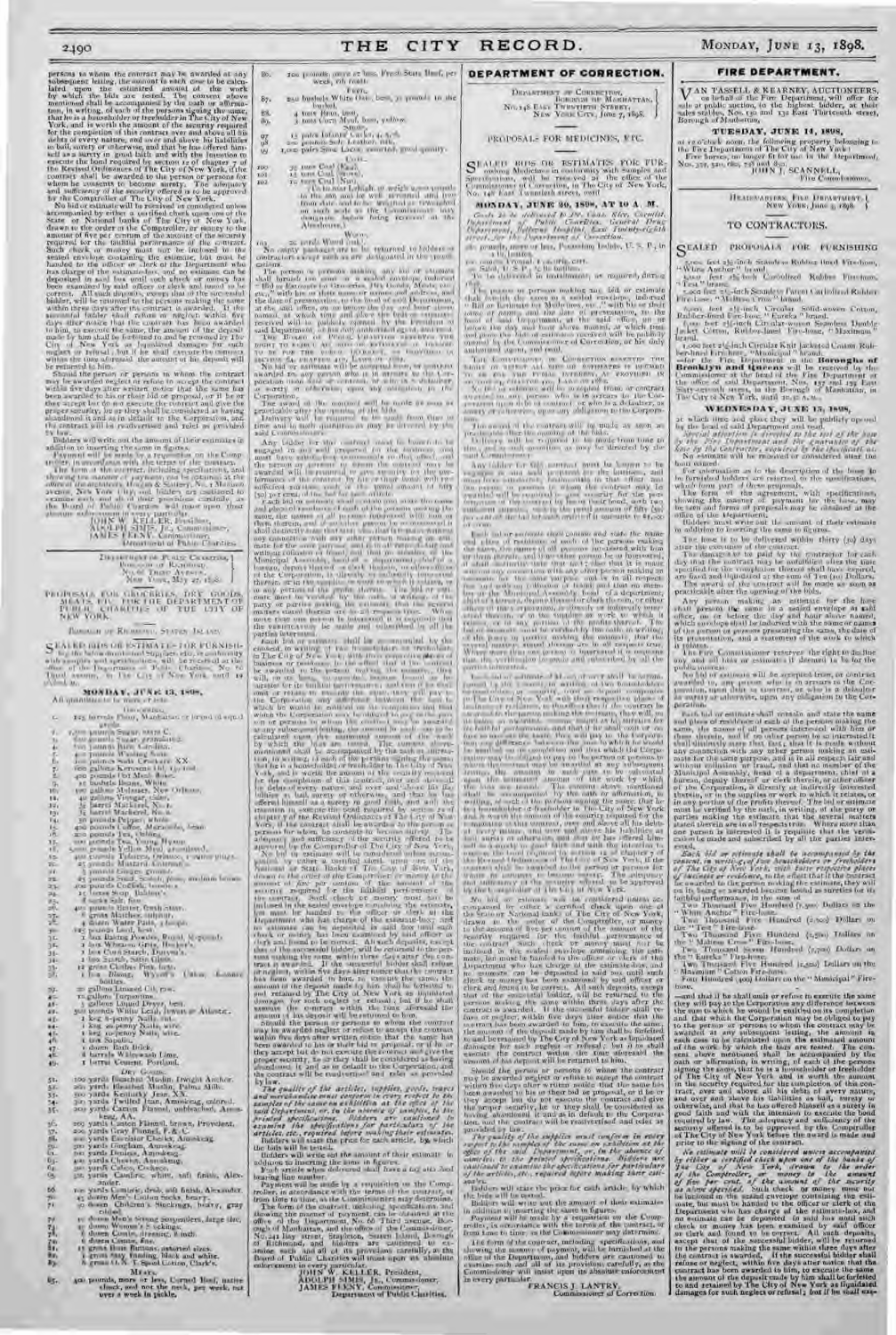# DEPARTMENT OF CORRECTION.

DEPARTMENT OF CORRECTION,
BOROUGH OF MANHATTAN,
NO. 148 EAST TWENTIETH STREET,
NEW YORK CITY, June 7, 1898.

## PROPOSALS FOR MEDICINES, ETC.

SEALED BIDS OR ESTIMATES FOR FURNISHING Medicines in conformity with Samples and Specifications, will be received at the office of the Commissioner of Correction, in The City of New York, No. 148 East Twentieth street, until

**MONDAY, JUNE 20, 1898, AT 10 A. M.**

FRANCIS J. LANTRY,
Commissioner of Correction.

# FIRE DEPARTMENT.

VAN TASSELL & KEARNEY, AUCTIONEERS, on behalf of the Fire Department, will offer for sale at public auction, to the highest bidder, at their sales stables, Nos. 126 and 132 East Thirteenth street, Borough of Manhattan,

**TUESDAY, JUNE 14, 1898,**

at 12 o'clock noon, the following property belonging to the Fire Department of The City of New York:

JOHN J. SCANNELL,
Fire Commissioner.

HEADQUARTERS, FIRE DEPARTMENT,
NEW YORK, June 9, 1898.

## TO CONTRACTORS.

SEALED PROPOSALS FOR FURNISHING

**WEDNESDAY, JUNE 15, 1898,**

at which time and place they will be publicly opened by the head of said Department and read.

---

JOHN W. KELLER, President,
ADOLPH SIMIS, JR., Commissioner,
JAMES FEENY, Commissioner,
Department of Public Charities.

DEPARTMENT OF PUBLIC CHARITIES,
BOROUGH OF RICHMOND,
NEW YORK, May 27, 1898.

## PROPOSALS FOR GROCERIES, DRY GOODS, MEATS, ETC., FOR THE DEPARTMENT OF PUBLIC CHARITIES OF THE CITY OF NEW YORK.

BOROUGH OF RICHMOND, STATEN ISLAND.

SEALED BIDS OR ESTIMATES FOR FURNISHING the below-mentioned supplies, etc., in conformity with samples and specifications, will be received at the office of the Department of Public Charities, No. 66 Third avenue, in The City of New York, until 10 o'clock A. M.

**MONDAY, JUNE 13, 1898.**

JOHN W. KELLER, President,
ADOLPH SIMIS, JR., Commissioner,
JAMES FEENY, Commissioner,
Department of Public Charities.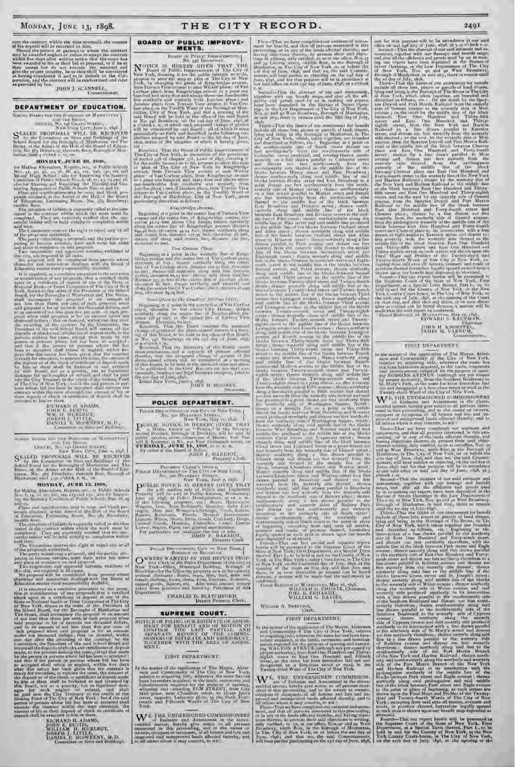cute the contract within the time aforesaid, the amount of his deposit will be returned to him.

Should the person or persons to whom the contract may be awarded neglect or refuse to accept the contract within five days after written notice that the same has been awarded to his or their bid or proposal, or if he or they accept but do not execute the contract and give the proper security, he or they shall be considered as having abandoned it and as in default to the Corporation, and the contract will be readvertised and relet as provided by law.

JOHN J. SCANNELL, Commissioner.

## DEPARTMENT OF EDUCATION.

SCHOOL BOARD FOR THE BOROUGHS OF MANHATTAN AND THE BRONX,
OFFICES, NO. 146 GRAND STREET,
NEW YORK CITY, June 2, 1898.

SEALED PROPOSALS WILL BE RECEIVED by the Committee on Sites and Buildings of the School Board for the Boroughs of Manhattan and The Bronx, at the Annex of the Hall of the Board of Education, No. 585 Broadway, eleventh floor, Borough of Manhattan, until 11 o'clock A. M., on

**MONDAY, JUNE 20, 1898,**

for Making Alterations, Repairs, etc., at Public Schools Nos. 24, 43, 46, 55, 56, 89, 90, 101, 126, 140, 165 and Mixed High School; also for Improving the Sanitary Condition of Public Schools Nos. 6, 27, 57, 73 and 76; also for Heating and Repairing the Heating and Ventilating Apparatus of Public Schools Nos. 16 and 87.

Plans and specifications may be seen and blank proposals obtained at the Annex of the Hall of the Board of Education, Estimating Room, No. 585 Broadway, twelfth floor.

The attention of bidders is expressly called to the time stated in the contract within which the work must be completed. They are expressly notified that the successful bidder will be held strictly to completion within said time.

The Committee reserve the right to reject any or all of the proposals submitted.

The party submitting a proposal, and the parties proposing to become sureties, must each write his name and place of residence on said proposal.

Two responsible and approved sureties, residents of this city, are required in all cases.

No proposal will be considered from persons whose character and antecedent dealings with the Board of Education render their responsibility doubtful.

It is required as a condition precedent to the reception or consideration of any proposals, that a certified check upon or a certificate of deposit of one of the State or National Banks or Trust Companies of The City of New York, drawn to the order of the President of the School Board for the Boroughs of Manhattan and The Bronx, shall accompany the proposal to an amount of not less than three per cent. of such proposal when said proposal is for or exceeds ten thousand dollars, and to an amount of not less than five per cent. of such proposal when said proposal is for an amount under ten thousand dollars; that on demand, within one day after the awarding of the contract by the Committee, the President of the said School Board will return all the deposits of checks and certificates of deposit made, to the persons making the same, except that made by the person or persons whose bid has been so accepted; and that if the person or persons whose bid has been so accepted shall refuse or neglect, within five days after due notice has been given that the contract is ready for execution, to execute the same, the amount of the deposit or of the check or certificate of deposit made by him or them shall be forfeited to and retained by this Board, not as a penalty, but as liquidated damages for such neglect or refusal, and shall be paid into the City Treasury to the credit of the Sinking Fund of The City of New York; but if the said person or persons whose bid has been so accepted shall execute the contract within the time aforesaid, the amount of his or their deposit of check or certificate of deposit shall be returned to him or them.

RICHARD H. ADAMS,
JOHN E. EUSTIS,
WM. H. HURLBUT,
JOSEPH J. LITTLE,
DANIEL E. McSWEENY, M.D.,
Committee on Sites and Buildings.

SCHOOL BOARD FOR THE BOROUGHS OF MANHATTAN AND THE BRONX,
OFFICES, NO. 146 GRAND STREET,
NEW YORK CITY, June 1, 1898.

SEALED PROPOSALS WILL BE RECEIVED by the Committee on Sites and Buildings of the School Board for the Boroughs of Manhattan and The Bronx, at the Annex of the Hall of the Board of Education, No. 585 Broadway, eleventh floor, Borough of Manhattan, until 11 o'clock A. M., on

**MONDAY, JUNE 13, 1898,**

for Making Alterations, Repairs, etc., at Public Schools Nos. 6, 11, 17, 27, 106, 124, 125 and 150; also for Improving the Sanitary Condition of Public Schools Nos. 16, 59 and 75.

Plans and specifications may be seen and blank proposals obtained at the Annex of the Hall of the Board of Education, Estimating Room, No. 585 Broadway, twelfth floor.

The attention of bidders is expressly called to the time stated in the contract within which the work must be completed. They are expressly notified that the successful bidder will be held strictly to completion within said time.

The Committee reserve the right to reject any or all of the proposals submitted.

The party submitting a proposal, and the parties proposing to become sureties, must each write his name and place of residence on said proposal.

Two responsible and approved sureties, residents of this city, are required in all cases.

No proposal will be considered from persons whose character and antecedent dealings with the Board of Education render their responsibility doubtful.

It is required as a condition precedent to the reception or consideration of any proposals, that a certified check upon or a certificate of deposit of one of the State or National Banks or Trust Companies of The City of New York, drawn to the order of the President of the School Board for the Boroughs of Manhattan and The Bronx, shall accompany the proposal to an amount of not less than three per cent. of such proposal when said proposal is for or exceeds ten thousand dollars, and to an amount of not less than five per cent. of such proposal when said proposal is for an amount under ten thousand dollars; that on demand, within one day after the awarding of the contract by the Committee, the President of the said School Board will return all the deposits of checks and certificates of deposit made, to the persons making the same, except that made by the person or persons whose bid has been so accepted; and that if the person or persons whose bid has been so accepted shall refuse or neglect, within five days after due notice has been given that the contract is ready for execution, to execute the same, the amount of the deposit or of the check or certificate of deposit made by him or them shall be forfeited to and retained by this Board, not as a penalty, but as liquidated damages for such neglect or refusal, and shall be paid into the City Treasury to the credit of the Sinking Fund of The City of New York; but if the said person or persons whose bid has been so accepted shall execute the contract within the time aforesaid, the amount of his or their deposit of check or certificate of deposit shall be returned to him or them.

RICHARD H. ADAMS,
JOHN E. EUSTIS,
WILLIAM H. HURLBUT,
JOSEPH J. LITTLE,
DANIEL E. McSWEENY, M.D.,
Committee on Sites and Buildings.

## BOARD OF PUBLIC IMPROVEMENTS.

BOARD OF PUBLIC IMPROVEMENTS,
No. 346 BROADWAY.

NOTICE IS HEREBY GIVEN THAT THE Board of Public Improvements of The City of New York, deeming it for the public interest so to do, proposes to alter the map or plan of The City of New York by changing the grade of Kingsbridge avenue, from Terrace View avenue to near Wicker place; of Van Cortlandt place, from Kingsbridge avenue to a point one hundred and sixty-four and ninety-three one-hundredths feet northerly and westerly from Jacobus place; and of Jacobus place, from Terrace View avenue to Van Cortlandt place, in the Twelfth Ward of the Borough of Manhattan, City of New York, and that a meeting of the said Board will be held in the office of the said Board at No. 346 Broadway, on the 22d day of June, 1898, at 2 o'clock P. M., at which such proposed change of grades will be considered by said Board; all of which is more particularly set forth and described in the following resolutions adopted by said Board on the 8th day of June, 1898, notice of the adoption of which is hereby given, viz.:

Resolved, That the Board of Public Improvements of The City of New York, in pursuance of the provisions of section 436 of chapter 378, Laws of 1897, deeming it for the public interest so to do, proposes to alter the map or plan of The City of New York by changing the grade of Kingsbridge avenue, from Terrace View avenue to near Wicker place; of Van Cortlandt place, from Kingsbridge avenue to a point one hundred and sixty-four and ninety-three one-hundredths feet northerly and westerly from Jacobus place; and of Jacobus place, from Terrace View avenue to Van Cortlandt place, in the Twelfth Ward of the Borough of Manhattan, City of New York, more particularly described as follows:

*Kingsbridge Avenue.*

Beginning at a point in the centre line of Terrace View avenue and the centre line of Kingsbridge avenue, elevation 42.04 feet above City datum; thence northerly along the centre line of Kingsbridge avenue, distance 844.48 feet, elevation 44.40 feet; thence northerly along said centre line, distance 179.30 feet, elevation 43 feet; thence still along said centre line, distance 100 feet, elevation 52 feet.

*Van Cortlandt Place.*

Beginning at a point in the westerly line of Kingsbridge avenue and the centre line of Van Cortlandt place, elevation 46 feet; thence southerly along the centre line of Van Cortlandt place, distance 19.12 feet, elevation 46 feet; thence still along said centre line, distance 164.93 feet, elevation 80 feet.

*Description of the Grade of Jacobus Place.*

Beginning at a point in the centre line of Van Cortlandt place, elevation 80 feet above City datum; thence southerly along the centre line of Jacobus place, distance 335.45 feet, to the centre line of Terrace View avenue. Elevation 70 feet.

Resolved, That this Board consider the proposed change of grades of the above-named streets at a meeting of this Board, to be held in the office of this Board, at No. 346 Broadway, on the 22d day of June, 1898, at 2 o'clock P. M.

Resolved, That the Secretary of this Board cause these resolutions, and a notice to all persons affected thereby, that the proposed change of grades of the above-named streets will be considered at a meeting of this Board, to be held at the aforesaid time and place, to be published in the CITY RECORD for ten days continuously, Sundays and legal holidays excepted, prior to the 22d day of June, 1898.

Dated NEW YORK, June 9, 1898.

JOHN H. MOONEY, Secretary.

## POLICE DEPARTMENT.

POLICE DEPARTMENT OF THE CITY OF NEW YORK,
No. 300 MULBERRY STREET,
NEW YORK, May 31, 1898.

PUBLIC NOTICE IS HEREBY GIVEN THAT a Horse, known as "Frank," in the Seventy-second Precinct, Borough of Brooklyn, will be sold at public auction, at the salesrooms of Messrs. Van Tassell & Kearney, Nos. 130 and 132 East Thirteenth street, on **TUESDAY, JUNE 14, 1898**, at 12 M.

By order of the Board of Police,

JOHN F. HARRIOT, Property Clerk.

PROPERTY CLERK'S OFFICE,
POLICE DEPARTMENT OF THE CITY OF NEW YORK,
No. 300 MULBERRY STREET,
NEW YORK, June 7, 1898.

PUBLIC NOTICE IS HEREBY GIVEN THAT the 9th auction sale of Police and Unclaimed Property will be held at Public Auction, Wednesday, June 22, 1898, at Police Headquarters, at 11 A. M., of the following property, viz.: Boats, Handcarts, Wagons, Iron, Iron Bedsteads, Bicycles, Baby Carriages, Men and Women's Clothing, Tools, Knives, Razors, Revolvers, Pistols, Musical Instruments, Liquors, Wines, Shoes, Dry Goods, Crockery, Drugs, Canned Goods, Harness, Umbrellas, Lamps, Canvas Covers, Segars, Pipes, and general merchandise.

For particulars see catalogue the day of sale.

JOHN F. HARRIOT, Property Clerk.

POLICE DEPARTMENT, CITY OF NEW YORK,
BOROUGH OF BROOKLYN.

OWNERS WANTED BY THE DEPUTY PROPERTY CLERK of the Police Department of The City of New York—Office, Municipal Building, Borough of Brooklyn—for the following property, now in his custody without claimants: Boats, rope, iron, lead, male and female clothing, boots, shoes, wine, blankets, diamonds, canned goods, liquors, etc.; also small amount money taken from prisoners and found by Patrolmen of this Department.

CHARLES D. BLATCHFORD, Deputy Property Clerk.

## SUPREME COURT.

NOTICE OF FILING OUR ESTIMATE OF ASSESSMENT FOR BENEFIT AND OF MOTION TO CONFIRM THE LAST PARTIAL AND SEPARATE REPORT OF THE COMMISSIONERS OF ESTIMATE AND ASSESSMENT, TOGETHER WITH THE AREA OF ASSESSMENT.

### FIRST DEPARTMENT.

In the matter of the application of The Mayor, Aldermen and Commonalty of The City of New York, relative to acquiring title, wherever the same has not been heretofore acquired, to the lands, tenements and hereditaments required for the purpose of opening, widening and extending ELM STREET, from City Hall place, near Chambers street, to Great Jones street, opposite Lafayette place, in the Sixth, Fourteenth and Fifteenth Wards of The City of New York.

WE, THE UNDERSIGNED COMMISSIONERS of Estimate and Assessment in the above-entitled matter, hereby give notice to all persons interested in this proceeding, and to the owner or owners, occupant or occupants, of all houses and lots and improved and unimproved lands affected thereby, and to all others whom it may concern, to wit:

First—That we have completed our estimate of assessment for benefit, and that all persons interested in this proceeding, or in any of the lands affected thereby, and having objections thereto, do present their said objections in writing, duly verified, to us at our office, Nos. 37 and 39 Liberty street, twelfth floor, in the Borough of Manhattan, in The City of New York, on or before the 23d day of June, 1898, and that we, the said Commissioners, will hear parties so objecting on the 23d day of June, 1898, and for that purpose will be in attendance at our said office on said 23d day of June, 1898, at 2 o'clock P. M.

Second—That the abstract of our said assessment, together with our benefit maps, and also all the affidavits and proofs used by us in making our report, have been deposited in the Bureau of Street Openings, in the Law Department of The City of New York, Nos. 90 and 92 West Broadway, Borough of Manhattan, in said city, there to remain until the fifth day of July, 1898.

Third—That the limits of our assessment for benefit include all those lots, pieces or parcels of land situate, lying and being in the Borough of Manhattan, in The City of New York, which, taken together, are bounded and described as follows, viz.: Beginning at a point on the southwesterly side of South street distant 100 feet southeasterly from the southeasterly side of Catharine street, and running thence southwesterly on a line drawn parallel to Catharine street and distant 100 feet southeasterly from the southeasterly side thereof to the middle line of the blocks between Henry street and East Broadway; thence northeasterly along said middle line of the blocks between Henry street and East Broadway to a point distant 100 feet northeasterly from the northeasterly side of Market street; thence northwesterly on a line drawn parallel to Market street and distant 100 feet northeasterly from the northeasterly side thereof to the middle line of the block between East Broadway and Division street; thence northeasterly along the middle line of the blocks between East Broadway and Division street to the middle line of Pike street; thence northwesterly along the middle line of Pike street and said middle line produced to the middle line of the blocks between Orchard street and Allen street; thence northerly along said middle line of the blocks between Orchard street and Allen street to Houston street; thence northerly along a line drawn parallel to First avenue and distant 100 feet easterly from the easterly side thereof to the middle line of the blocks between Seventeenth street and Eighteenth street; thence westerly along said middle line of the blocks between Seventeenth street and Eighteenth street to the middle line of the blocks between Second avenue and Third avenue; thence northerly along said middle line of the blocks between Second avenue and Third avenue to the middle line of the blocks between Twenty-third street and Twenty-fourth street; thence westerly along said middle line to the middle line of the block between Third avenue and Lexington avenue; thence northerly along said middle line to the middle line of the blocks between Twenty-sixth street and Twenty-seventh street; thence westerly along said middle line to the middle line of the blocks between Lexington avenue and Fourth avenue; thence northerly along said middle line to Thirty-third street; thence westerly along Thirty-third street to the middle line of the blocks between Fourth avenue and Madison avenue; thence southerly along said middle line to the middle line of the blocks between Twenty-seventh street and Twenty-eighth street; thence westerly along said middle line to a point distant 100 feet westerly from the westerly side of Fifth avenue; thence southerly on a line drawn parallel to Fifth avenue to Washington Square, North; thence westerly and southerly to the middle line of the blocks between Sixth avenue and Thompson street; thence southerly along said middle line to the middle line of the blocks between Canal street and Laight street; thence westerly along said middle line to a point distant 100 feet westerly from the westerly side of Church street; thence southerly on a line drawn parallel to Church street to the middle line of the blocks between Chambers street and Warren street; thence westerly along said middle line to a line drawn parallel to Broadway and distant 100 feet westerly therefrom; thence southerly along said line to the northerly side of Battery place; thence southerly along the westerly and southerly sides of Battery Park and South street to the point or place of beginning; excepting from said area all streets, avenues and roads, or portions thereof, heretofore legally opened, as such area is shown upon our benefit map deposited as aforesaid.

Fourth—That our report herein will be presented to the Supreme Court of the State of New York, First Department, at a Special Term thereof, Part I, to be held in and for the County of New York, at the New York County Court-house, in The City of New York, on the 15th day of July, 1898, at the opening of the Court on that day, and that then and there, or as soon thereafter as counsel can be heard thereon, a motion will be made that the said report be confirmed.

Dated BOROUGH OF MANHATTAN, May 16, 1898.

JOSEPH H. CHOATE, Chairman,
JOEL B. ERHARDT,
WILLIAM G. DAVIES,
Commissioners.

WILLIAM A. SWEETSER, Clerk.

### FIRST DEPARTMENT.

In the matter of the application of The Mayor, Aldermen and Commonalty of The City of New York, relative to acquiring title, wherever the same has not been heretofore acquired, to the lands, tenements and hereditaments required for the purpose of opening WALTON AVENUE (although not yet named by proper authority), from East One Hundred and Thirty-eighth street to East One Hundred and Fiftieth street, as the same has been heretofore laid out and designated as a first-class street or road, in the Twenty-third Ward of The City of New York.

WE, THE UNDERSIGNED COMMISSIONERS of Estimate and Assessment in the above-entitled matter, hereby give notice to all persons interested in this proceeding, and to the owner or owners, occupant or occupants, of all houses and lots and improved and unimproved lands affected thereby, and to all others whom it may concern, to wit:

First—That we have completed our estimate and assessment, and that all persons interested in this proceeding, or in any of the lands affected thereby, and having objections thereto, do present their said objections in writing, duly verified, to us at our office, Nos. 90 and 92 West Broadway, ninth floor, in the Borough of Manhattan, in The City of New York, on or before the 23d day of June, 1898, and that we, the said Commissioners, will hear parties so objecting on the 23d day of June, 1898, and for that purpose will be in attendance at our said office on said 23d day of June, 1898, at 3.30 o'clock P. M.

Second—That the abstract of our said estimate and assessment, together with our damage and benefit maps, and also all the affidavits and proofs used by us in making our report, have been deposited in the Bureau of Street Openings, in the Law Department of The City of New York, Nos. 90 and 92 West Broadway, Borough of Manhattan, in said city, there to remain until the 2d day of July, 1898.

Third—That the limits of our assessment for benefit include all those lots, pieces or parcels of land situate, lying and being in the Borough of The Bronx, in The City of New York, which, taken together, are bounded and described as follows, viz.: On the north by the middle line of the blocks between East One Hundred and Fiftieth street and East One Hundred and Fifty-first street; on the south by the Spuyten Duyvil and Port Morris Railroad; on the easterly side by a line drawn parallel to the easterly side of Gerard avenue and distant 100 feet easterly therefrom, and on the westerly side by a line drawn parallel to the westerly side of Mott avenue and distant 100 feet westerly therefrom; excepting from said area all streets, avenues and roads, or portions thereof, heretofore legally opened, as such area is shown upon our benefit map deposited as aforesaid.

Fourth—That our report herein will be presented to the Supreme Court of the State of New York, First Department, at a Special Term thereof, Part I, to be held in and for the County of New York, at the New York County Court-house, in The City of New York, on the 14th day of July, 1898, at the opening of the Court on that day, and that then and there, or as soon thereafter as counsel can be heard thereon, a motion will be made that the said report be confirmed.

Dated BOROUGH OF MANHATTAN, May 25, 1898.

EDWARD S. KAUFMAN, Chairman,
JOHN H. KNOEPPEL,
JAMES M. VARNUM,
Commissioners.

### FIRST DEPARTMENT.

In the matter of the application of The Mayor, Aldermen and Commonalty of The City of New York, relative to acquiring title, wherever the same has not been heretofore acquired, to the lands, tenements and hereditaments required for the purpose of opening ROBBINS AVENUE (although not yet named by proper authority), from the Southern Boulevard to St. Mary's Park, as the same has been heretofore laid out and designated as a first-class street or road in the Twenty-third Ward of The City of New York.

WE, THE UNDERSIGNED COMMISSIONERS of Estimate and Assessment in the above-entitled matter, hereby give notice to all persons interested in this proceeding, and to the owner or owners, occupant or occupants, of all houses and lots and improved and unimproved lands affected thereby, and to all others whom it may concern, to wit:

First—That we have completed our estimate and assessment, and that all persons interested in this proceeding, or in any of the lands affected thereby, and having objections thereto, do present their said objections in writing, duly verified, to us at our office, Nos. 90 and 92 West Broadway, ninth floor, in the Borough of Manhattan, in The City of New York, on or before the 23d day of June, 1898, and that we, the said Commissioners, will hear parties so objecting on the 23d day of June, 1898, and for that purpose will be in attendance at our said office on said 23d day of June, 1898, at 3 o'clock P. M.

Second—That the abstract of our said estimate and assessment, together with our damage and benefit maps, and also all the affidavits and proofs used by us in making our report, have been deposited in the Bureau of Street Openings, in the Law Department of The City of New York, Nos. 90 and 92 West Broadway, Borough of Manhattan, in said city, there to remain until the 2d day of July, 1898.

Third—That the limits of our assessment for benefit include all those lots, pieces or parcels of land situate, lying and being in the Borough of The Bronx, in The City of New York, which, taken together, are bounded and described as follows, viz.: Beginning at the intersection of a line drawn parallel to the northerly side of East One Hundred and Forty-ninth street and distant 100 feet northerly therefrom, with the middle line of the block between Park street and Eagle avenue; thence easterly along said line drawn parallel to the northerly side of East One Hundred and Forty-ninth street and distant 100 feet northerly therefrom to a line drawn parallel to Robbins avenue and distant 100 feet westerly from the westerly side thereof; thence northerly along said line to the middle line of the block between Cypress avenue and St. Joseph's street; thence easterly along said middle line to the westerly side of Wales avenue; thence southerly along the westerly side of Wales avenue to a line drawn parallel to the southwesterly side of the Southern Boulevard and distant 100 feet southwesterly therefrom; thence southeasterly along said line drawn parallel to the southwesterly side of the Southern Boulevard to the southeasterly side of Cypress avenue; thence southerly along said southeasterly side of Cypress avenue and said southeasterly side produced northerly to its intersection with a line drawn parallel to the northerly side of St. Mary's street and distant 100 feet northerly therefrom; thence westerly along said line to a line drawn parallel to the westerly side of Robbins avenue and distant 100 feet westerly therefrom; thence northerly along said line to the southwesterly side of the Port Morris Branch of the New York and Harlem Railroad; thence northerly and northwesterly along the southwesterly side of the Port Morris Branch of the New York and Harlem Railroad to its intersection with the prolongation southerly of the middle line of the blocks between Park street and Eagle avenue; thence northerly along said prolongation and said middle line of the block between Park street and Eagle avenue to the point or place of beginning, as such area is shown upon the Final Maps and Profiles of the Twenty-third and Twenty-fourth Wards of The City of New York; excepting from said area all streets, avenues and roads, or portions thereof, heretofore legally opened as such area is shown upon our benefit map deposited as aforesaid.

Fourth—That our report herein will be presented to the Supreme Court of the State of New York, First Department, at a Special Term thereof, Part I, to be held in and for the County of New York, at the New York County Court-house, in The City of New York, on the 14th day of July, 1898, at the opening of the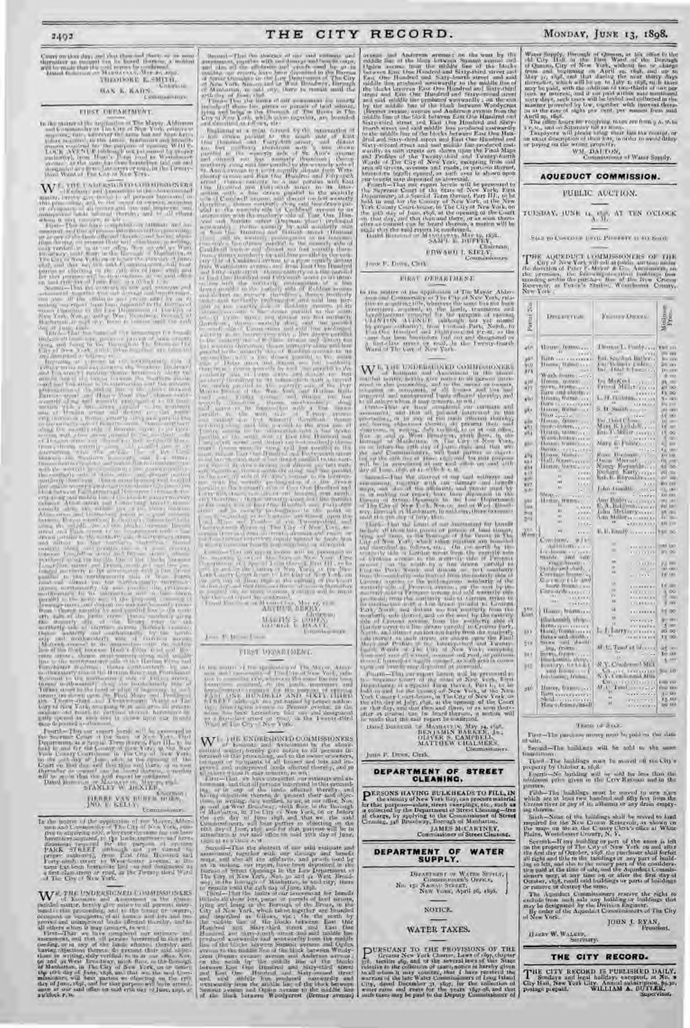Court on that day, and then and there, or as soon thereafter as counsel can be heard thereon, a motion will be made that the said report be confirmed.

Dated Borough of Manhattan, May 27, 1898.

THEODORE E. SMITH,
Chairman.

MAX K. KAHN,
Commissioners.

## FIRST DEPARTMENT.

In the matter of the application of The Mayor, Aldermen and Commonalty of The City of New York, relative to acquiring title, wherever the same has not been heretofore acquired, to the lands, tenements and hereditaments required for the purpose of opening WILLIS AVENUE (although not yet named by proper authority), from Hunt's Point road to Westchester avenue, in the Twenty-fourth Ward of The City of New York.

WE, THE UNDERSIGNED COMMISSIONERS of Estimate and Assessment in the above-entitled matter, hereby give notice to all persons interested in this proceeding, and to the owner or owners, occupant or occupants of all houses and lots and improved and unimproved lands affected thereby, and to all others whom it may concern, to wit:

Dated Borough of Manhattan, May 27, 1898.

STANLEY W. DEXTER,
Chairman.

PIERRE VAN BUREN HOES,
JNO. E. KELLY,
Commissioners.

In the matter of the application of The Mayor, Aldermen and Commonalty of The City of New York, relative to acquiring title, wherever the same has not been heretofore acquired, to the lands, tenements and hereditaments required for the purpose of opening PARK STREET (although not yet named by proper authority), from East One Hundred and Forty-ninth street to Westchester avenue, as the same has been heretofore laid out and designated as a first-class street or road, in the Twenty-third Ward of The City of New York.

WE, THE UNDERSIGNED COMMISSIONERS of Estimate and Assessment in the above-entitled matter, hereby give notice to all persons interested in this proceeding, and to the owner or owners, occupant or occupants of all houses and lots and improved and unimproved lands affected thereby, and to all others whom it may concern, to wit:

Dated Borough of Manhattan, May 23, 1898.

ARTHUR BERRY,
Chairman.

MARTIN S. COLE,
GEORGE L. HYATT,
Commissioners.

JOHN P. DUNN, Clerk.

## FIRST DEPARTMENT.

In the matter of the application of The Mayor, Aldermen and Commonalty of The City of New York, relative to acquiring title, wherever the same has not been heretofore acquired, to the lands, tenements and hereditaments required for the purpose of opening EAST ONE HUNDRED AND SIXTY-THIRD STREET (although not yet named by proper authority), from Sedgwick avenue to Jerome avenue, as the same has been heretofore laid out and designated as a first-class street or road, in the Twenty-third Ward of The City of New York.

WE, THE UNDERSIGNED COMMISSIONERS of Estimate and Assessment in the above-entitled matter, hereby give notice to all persons interested in this proceeding, and to the owner or owners, occupant or occupants of all houses and lots and improved and unimproved lands affected thereby, and to all others whom it may concern, to wit:

Dated Borough of Manhattan, May 19, 1898.

SAML. B. DUFFEY,
Chairman.

EDWARD J. KIELY,
Commissioners.

JOHN P. DUNN, Clerk.

## FIRST DEPARTMENT.

In the matter of the application of The Mayor, Aldermen and Commonalty of The City of New York, relative to acquiring title, wherever the same has not been heretofore acquired, to the lands, tenements and hereditaments required for the purpose of opening CLINTON AVENUE (although not yet named by proper authority), from Crotona Park, North, to East One Hundred and Eightieth street, as the same has been heretofore laid out and designated as a first-class street or road, in the Twenty-fourth Ward of The City of New York.

WE, THE UNDERSIGNED COMMISSIONERS of Estimate and Assessment in the above-entitled matter, hereby give notice to all persons interested in this proceeding, and to the owner or owners, occupant or occupants of all houses and lots and improved and unimproved lands affected thereby, and to all others whom it may concern, to wit:

Dated Borough of Manhattan, May 24, 1898.

BENJAMIN BARKER, Jr.,
OLIVER S. CAMPBELL,
MATTHEW CHALMERS,
Commissioners.

JOHN P. DUNN, Clerk.

## DEPARTMENT OF STREET CLEANING.

PERSONS HAVING BULKHEADS TO FILL, IN the vicinity of New York Bay, can procure material for that purpose—ashes, street sweepings, etc., such as is collected by the Department of Street Cleaning—free of charge, by applying to the Commissioner of Street Cleaning, 346 Broadway, Borough of Manhattan.

JAMES McCARTNEY,
Commissioner of Street Cleaning.

## DEPARTMENT OF WATER SUPPLY.

DEPARTMENT OF WATER SUPPLY,
COMMISSIONER'S OFFICE,
No. 150 NASSAU STREET,
NEW YORK, April 26, 1898.

NOTICE.

WATER TAXES.

PURSUANT TO THE PROVISIONS OF THE Greater New York Charter, Laws of 1897, chapter 378, notice is hereby given to all persons concerned that I have received the warrant of the late Water Commissioners of Long Island City, dated December 31, 1897, for the collection of water rates and rents for the years 1897-98, and that such taxes may be paid to the Deputy Commissioner of Water Supply, Borough of Queens, at his office in the old City Hall in the First Ward of the Borough of Queens, City of New York, without fee or charge from and beginning on April 24, 1898, and up to May 31, 1898.

The office hours for receiving taxes are from 9 A. M. to 3 P. M., and on Saturday till 12 noon.

Taxpayers will please bring their last tax receipt, or an exact description of their lots, in order to avoid delay in paying on the wrong property.

WM. DALTON,
Commissioner of Water Supply.

## AQUEDUCT COMMISSION.

PUBLIC AUCTION.

TUESDAY, JUNE 14, 1898, AT TEN O'CLOCK A. M.

SALE TO CONTINUE UNTIL PROPERTY IS ALL SOLD.

THE AQUEDUCT COMMISSIONERS OF THE City of New York will sell at public auction, under the direction of Peter F. Meyer & Co., Auctioneers, on the premises, the following-described buildings now standing within the purchase line of the New Croton Reservoir, at Purdy's Station, Westchester County, New York:

TERMS OF SALE.

First—The purchase money must be paid on the day of sale.

Second—The buildings will be sold to the same conditions.

Third—The buildings must be removed off the City's property by October 1, 1898.

Fourth—No building will be sold for less than the minimum price given in the CITY RECORD and in the papers.

The Aqueduct Commissioners reserve the right to exclude from such sale any building or buildings that may be designated by the Division Engineer.

By order of the Aqueduct Commissioners of The City of New York.

JOHN J. RYAN,
President.

HARRY W. WALKER,
Secretary.

## THE CITY RECORD.

THE CITY RECORD IS PUBLISHED DAILY, Sundays and legal holidays excepted, at No. 2 City Hall, New York City. Annual subscription, $9.30, postage prepaid.

WILLIAM A. BUTLER,
Supervisor.